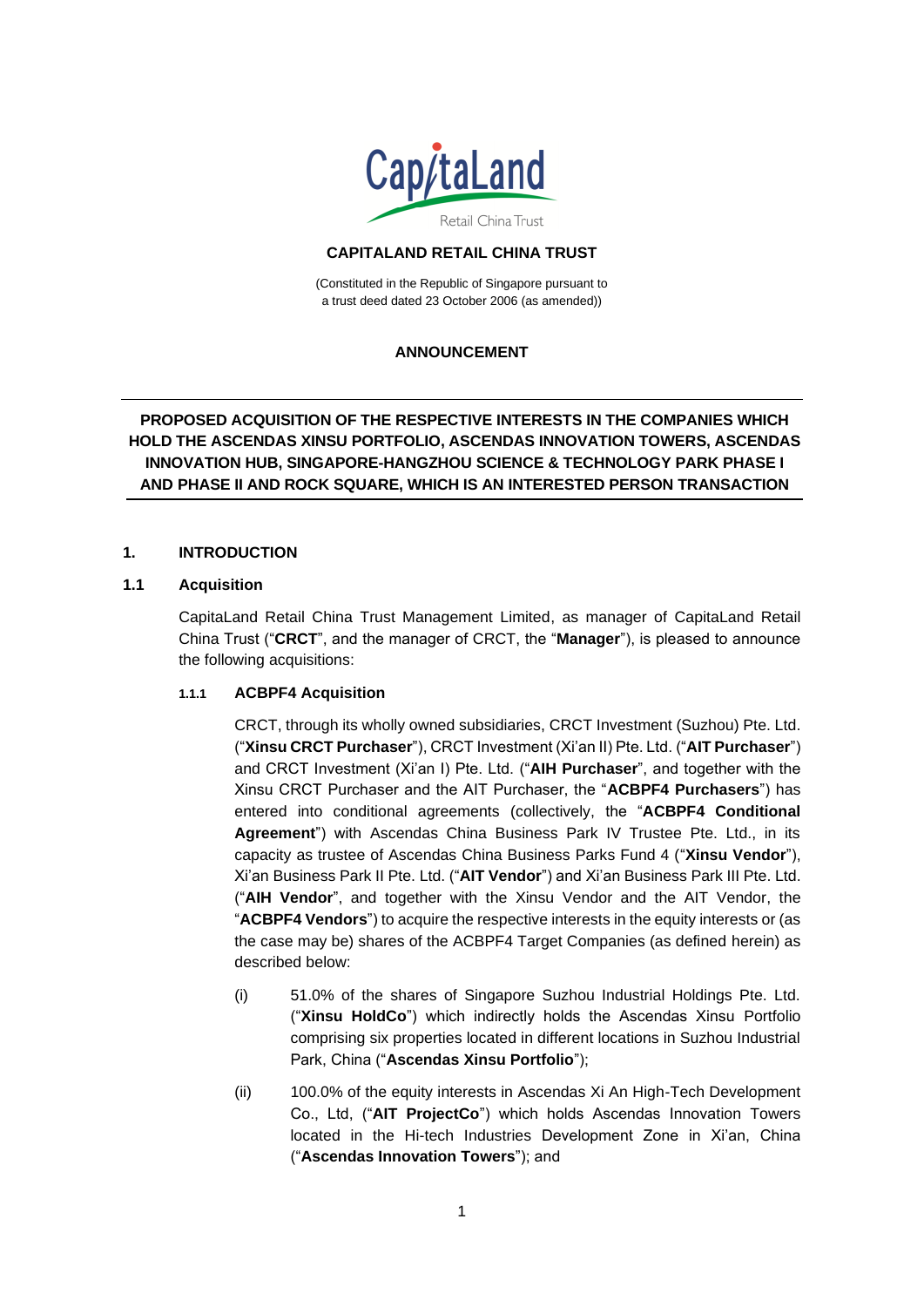**CAPITALAND RETAIL CHINA TRUST**

(Constituted in the Republic of Singapore pursuant to a trust deed dated 23 October 2006 (as amended))

**ANNOUNCEMENT**

---

**PROPOSED ACQUISITION OF THE RESPECTIVE INTERESTS IN THE COMPANIES WHICH HOLD THE ASCENDAS XINSU PORTFOLIO, ASCENDAS INNOVATION TOWERS, ASCENDAS INNOVATION HUB, SINGAPORE-HANGZHOU SCIENCE & TECHNOLOGY PARK PHASE I AND PHASE II AND ROCK SQUARE, WHICH IS AN INTERESTED PERSON TRANSACTION**

---

## 1. INTRODUCTION

### 1.1 Acquisition

CapitaLand Retail China Trust Management Limited, as manager of CapitaLand Retail China Trust ("**CRCT**", and the manager of CRCT, the "**Manager**"), is pleased to announce the following acquisitions:

#### 1.1.1 ACBPF4 Acquisition

CRCT, through its wholly owned subsidiaries, CRCT Investment (Suzhou) Pte. Ltd. ("**Xinsu CRCT Purchaser**"), CRCT Investment (Xi'an II) Pte. Ltd. ("**AIT Purchaser**") and CRCT Investment (Xi'an I) Pte. Ltd. ("**AIH Purchaser**", and together with the Xinsu CRCT Purchaser and the AIT Purchaser, the "**ACBPF4 Purchasers**") has entered into conditional agreements (collectively, the "**ACBPF4 Conditional Agreement**") with Ascendas China Business Park IV Trustee Pte. Ltd., in its capacity as trustee of Ascendas China Business Parks Fund 4 ("**Xinsu Vendor**"), Xi'an Business Park II Pte. Ltd. ("**AIT Vendor**") and Xi'an Business Park III Pte. Ltd. ("**AIH Vendor**", and together with the Xinsu Vendor and the AIT Vendor, the "**ACBPF4 Vendors**") to acquire the respective interests in the equity interests or (as the case may be) shares of the ACBPF4 Target Companies (as defined herein) as described below:

(i) 51.0% of the shares of Singapore Suzhou Industrial Holdings Pte. Ltd. ("**Xinsu HoldCo**") which indirectly holds the Ascendas Xinsu Portfolio comprising six properties located in different locations in Suzhou Industrial Park, China ("**Ascendas Xinsu Portfolio**");

(ii) 100.0% of the equity interests in Ascendas Xi An High-Tech Development Co., Ltd, ("**AIT ProjectCo**") which holds Ascendas Innovation Towers located in the Hi-tech Industries Development Zone in Xi'an, China ("**Ascendas Innovation Towers**"); and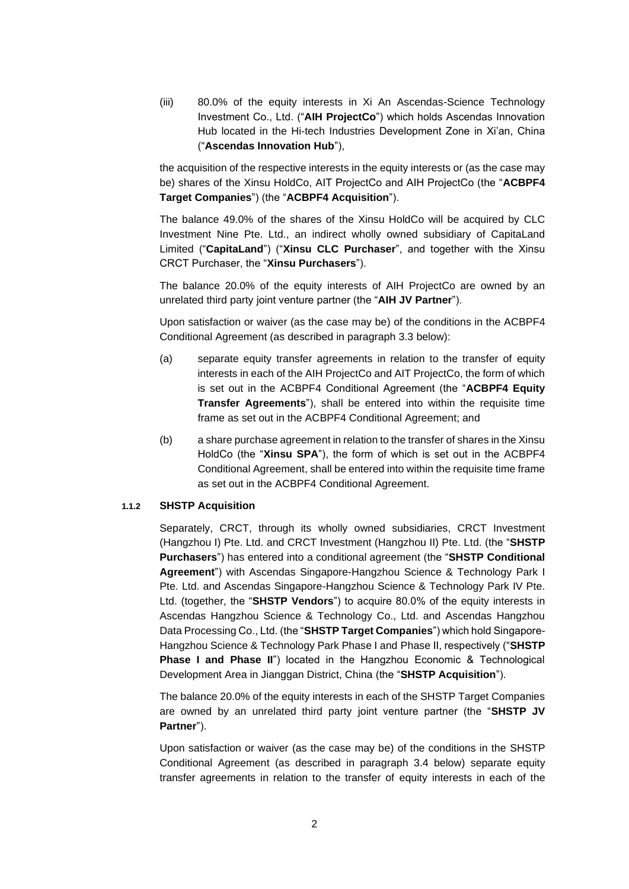(iii) 80.0% of the equity interests in Xi An Ascendas-Science Technology Investment Co., Ltd. ("**AIH ProjectCo**") which holds Ascendas Innovation Hub located in the Hi-tech Industries Development Zone in Xi'an, China ("**Ascendas Innovation Hub**"),

the acquisition of the respective interests in the equity interests or (as the case may be) shares of the Xinsu HoldCo, AIT ProjectCo and AIH ProjectCo (the "**ACBPF4 Target Companies**") (the "**ACBPF4 Acquisition**").

The balance 49.0% of the shares of the Xinsu HoldCo will be acquired by CLC Investment Nine Pte. Ltd., an indirect wholly owned subsidiary of CapitaLand Limited ("**CapitaLand**") ("**Xinsu CLC Purchaser**", and together with the Xinsu CRCT Purchaser, the "**Xinsu Purchasers**").

The balance 20.0% of the equity interests of AIH ProjectCo are owned by an unrelated third party joint venture partner (the "**AIH JV Partner**").

Upon satisfaction or waiver (as the case may be) of the conditions in the ACBPF4 Conditional Agreement (as described in paragraph 3.3 below):

(a) separate equity transfer agreements in relation to the transfer of equity interests in each of the AIH ProjectCo and AIT ProjectCo, the form of which is set out in the ACBPF4 Conditional Agreement (the "**ACBPF4 Equity Transfer Agreements**"), shall be entered into within the requisite time frame as set out in the ACBPF4 Conditional Agreement; and

(b) a share purchase agreement in relation to the transfer of shares in the Xinsu HoldCo (the "**Xinsu SPA**"), the form of which is set out in the ACBPF4 Conditional Agreement, shall be entered into within the requisite time frame as set out in the ACBPF4 Conditional Agreement.

#### 1.1.2 SHSTP Acquisition

Separately, CRCT, through its wholly owned subsidiaries, CRCT Investment (Hangzhou I) Pte. Ltd. and CRCT Investment (Hangzhou II) Pte. Ltd. (the "**SHSTP Purchasers**") has entered into a conditional agreement (the "**SHSTP Conditional Agreement**") with Ascendas Singapore-Hangzhou Science & Technology Park I Pte. Ltd. and Ascendas Singapore-Hangzhou Science & Technology Park IV Pte. Ltd. (together, the "**SHSTP Vendors**") to acquire 80.0% of the equity interests in Ascendas Hangzhou Science & Technology Co., Ltd. and Ascendas Hangzhou Data Processing Co., Ltd. (the "**SHSTP Target Companies**") which hold Singapore-Hangzhou Science & Technology Park Phase I and Phase II, respectively ("**SHSTP Phase I and Phase II**") located in the Hangzhou Economic & Technological Development Area in Jianggan District, China (the "**SHSTP Acquisition**").

The balance 20.0% of the equity interests in each of the SHSTP Target Companies are owned by an unrelated third party joint venture partner (the "**SHSTP JV Partner**").

Upon satisfaction or waiver (as the case may be) of the conditions in the SHSTP Conditional Agreement (as described in paragraph 3.4 below) separate equity transfer agreements in relation to the transfer of equity interests in each of the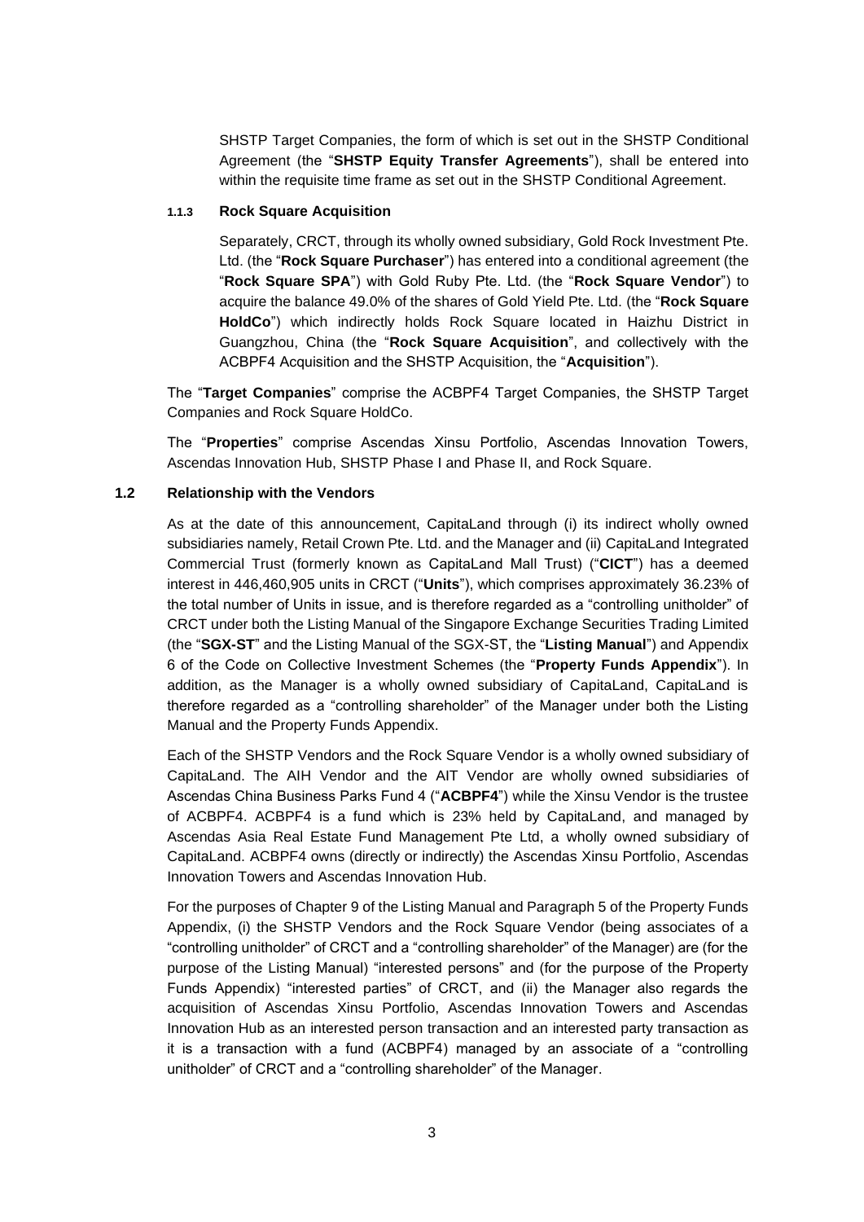SHSTP Target Companies, the form of which is set out in the SHSTP Conditional Agreement (the "**SHSTP Equity Transfer Agreements**"), shall be entered into within the requisite time frame as set out in the SHSTP Conditional Agreement.

#### 1.1.3 Rock Square Acquisition

Separately, CRCT, through its wholly owned subsidiary, Gold Rock Investment Pte. Ltd. (the "**Rock Square Purchaser**") has entered into a conditional agreement (the "**Rock Square SPA**") with Gold Ruby Pte. Ltd. (the "**Rock Square Vendor**") to acquire the balance 49.0% of the shares of Gold Yield Pte. Ltd. (the "**Rock Square HoldCo**") which indirectly holds Rock Square located in Haizhu District in Guangzhou, China (the "**Rock Square Acquisition**", and collectively with the ACBPF4 Acquisition and the SHSTP Acquisition, the "**Acquisition**").

The "**Target Companies**" comprise the ACBPF4 Target Companies, the SHSTP Target Companies and Rock Square HoldCo.

The "**Properties**" comprise Ascendas Xinsu Portfolio, Ascendas Innovation Towers, Ascendas Innovation Hub, SHSTP Phase I and Phase II, and Rock Square.

### 1.2 Relationship with the Vendors

As at the date of this announcement, CapitaLand through (i) its indirect wholly owned subsidiaries namely, Retail Crown Pte. Ltd. and the Manager and (ii) CapitaLand Integrated Commercial Trust (formerly known as CapitaLand Mall Trust) ("**CICT**") has a deemed interest in 446,460,905 units in CRCT ("**Units**"), which comprises approximately 36.23% of the total number of Units in issue, and is therefore regarded as a "controlling unitholder" of CRCT under both the Listing Manual of the Singapore Exchange Securities Trading Limited (the "**SGX-ST**" and the Listing Manual of the SGX-ST, the "**Listing Manual**") and Appendix 6 of the Code on Collective Investment Schemes (the "**Property Funds Appendix**"). In addition, as the Manager is a wholly owned subsidiary of CapitaLand, CapitaLand is therefore regarded as a "controlling shareholder" of the Manager under both the Listing Manual and the Property Funds Appendix.

Each of the SHSTP Vendors and the Rock Square Vendor is a wholly owned subsidiary of CapitaLand. The AIH Vendor and the AIT Vendor are wholly owned subsidiaries of Ascendas China Business Parks Fund 4 ("**ACBPF4**") while the Xinsu Vendor is the trustee of ACBPF4. ACBPF4 is a fund which is 23% held by CapitaLand, and managed by Ascendas Asia Real Estate Fund Management Pte Ltd, a wholly owned subsidiary of CapitaLand. ACBPF4 owns (directly or indirectly) the Ascendas Xinsu Portfolio, Ascendas Innovation Towers and Ascendas Innovation Hub.

For the purposes of Chapter 9 of the Listing Manual and Paragraph 5 of the Property Funds Appendix, (i) the SHSTP Vendors and the Rock Square Vendor (being associates of a "controlling unitholder" of CRCT and a "controlling shareholder" of the Manager) are (for the purpose of the Listing Manual) "interested persons" and (for the purpose of the Property Funds Appendix) "interested parties" of CRCT, and (ii) the Manager also regards the acquisition of Ascendas Xinsu Portfolio, Ascendas Innovation Towers and Ascendas Innovation Hub as an interested person transaction and an interested party transaction as it is a transaction with a fund (ACBPF4) managed by an associate of a "controlling unitholder" of CRCT and a "controlling shareholder" of the Manager.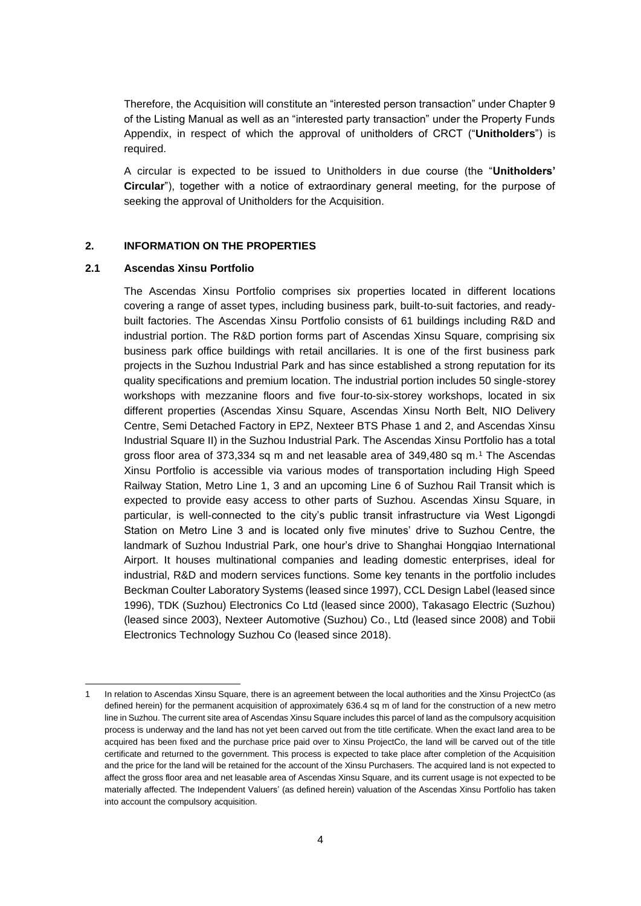Therefore, the Acquisition will constitute an "interested person transaction" under Chapter 9 of the Listing Manual as well as an "interested party transaction" under the Property Funds Appendix, in respect of which the approval of unitholders of CRCT ("**Unitholders**") is required.

A circular is expected to be issued to Unitholders in due course (the "**Unitholders' Circular**"), together with a notice of extraordinary general meeting, for the purpose of seeking the approval of Unitholders for the Acquisition.

## 2. INFORMATION ON THE PROPERTIES

### 2.1 Ascendas Xinsu Portfolio

The Ascendas Xinsu Portfolio comprises six properties located in different locations covering a range of asset types, including business park, built-to-suit factories, and ready-built factories. The Ascendas Xinsu Portfolio consists of 61 buildings including R&D and industrial portion. The R&D portion forms part of Ascendas Xinsu Square, comprising six business park office buildings with retail ancillaries. It is one of the first business park projects in the Suzhou Industrial Park and has since established a strong reputation for its quality specifications and premium location. The industrial portion includes 50 single-storey workshops with mezzanine floors and five four-to-six-storey workshops, located in six different properties (Ascendas Xinsu Square, Ascendas Xinsu North Belt, NIO Delivery Centre, Semi Detached Factory in EPZ, Nexteer BTS Phase 1 and 2, and Ascendas Xinsu Industrial Square II) in the Suzhou Industrial Park. The Ascendas Xinsu Portfolio has a total gross floor area of 373,334 sq m and net leasable area of 349,480 sq m.[1] The Ascendas Xinsu Portfolio is accessible via various modes of transportation including High Speed Railway Station, Metro Line 1, 3 and an upcoming Line 6 of Suzhou Rail Transit which is expected to provide easy access to other parts of Suzhou. Ascendas Xinsu Square, in particular, is well-connected to the city's public transit infrastructure via West Ligongdi Station on Metro Line 3 and is located only five minutes' drive to Suzhou Centre, the landmark of Suzhou Industrial Park, one hour's drive to Shanghai Hongqiao International Airport. It houses multinational companies and leading domestic enterprises, ideal for industrial, R&D and modern services functions. Some key tenants in the portfolio includes Beckman Coulter Laboratory Systems (leased since 1997), CCL Design Label (leased since 1996), TDK (Suzhou) Electronics Co Ltd (leased since 2000), Takasago Electric (Suzhou) (leased since 2003), Nexteer Automotive (Suzhou) Co., Ltd (leased since 2008) and Tobii Electronics Technology Suzhou Co (leased since 2018).

---

1 In relation to Ascendas Xinsu Square, there is an agreement between the local authorities and the Xinsu ProjectCo (as defined herein) for the permanent acquisition of approximately 636.4 sq m of land for the construction of a new metro line in Suzhou. The current site area of Ascendas Xinsu Square includes this parcel of land as the compulsory acquisition process is underway and the land has not yet been carved out from the title certificate. When the exact land area to be acquired has been fixed and the purchase price paid over to Xinsu ProjectCo, the land will be carved out of the title certificate and returned to the government. This process is expected to take place after completion of the Acquisition and the price for the land will be retained for the account of the Xinsu Purchasers. The acquired land is not expected to affect the gross floor area and net leasable area of Ascendas Xinsu Square, and its current usage is not expected to be materially affected. The Independent Valuers' (as defined herein) valuation of the Ascendas Xinsu Portfolio has taken into account the compulsory acquisition.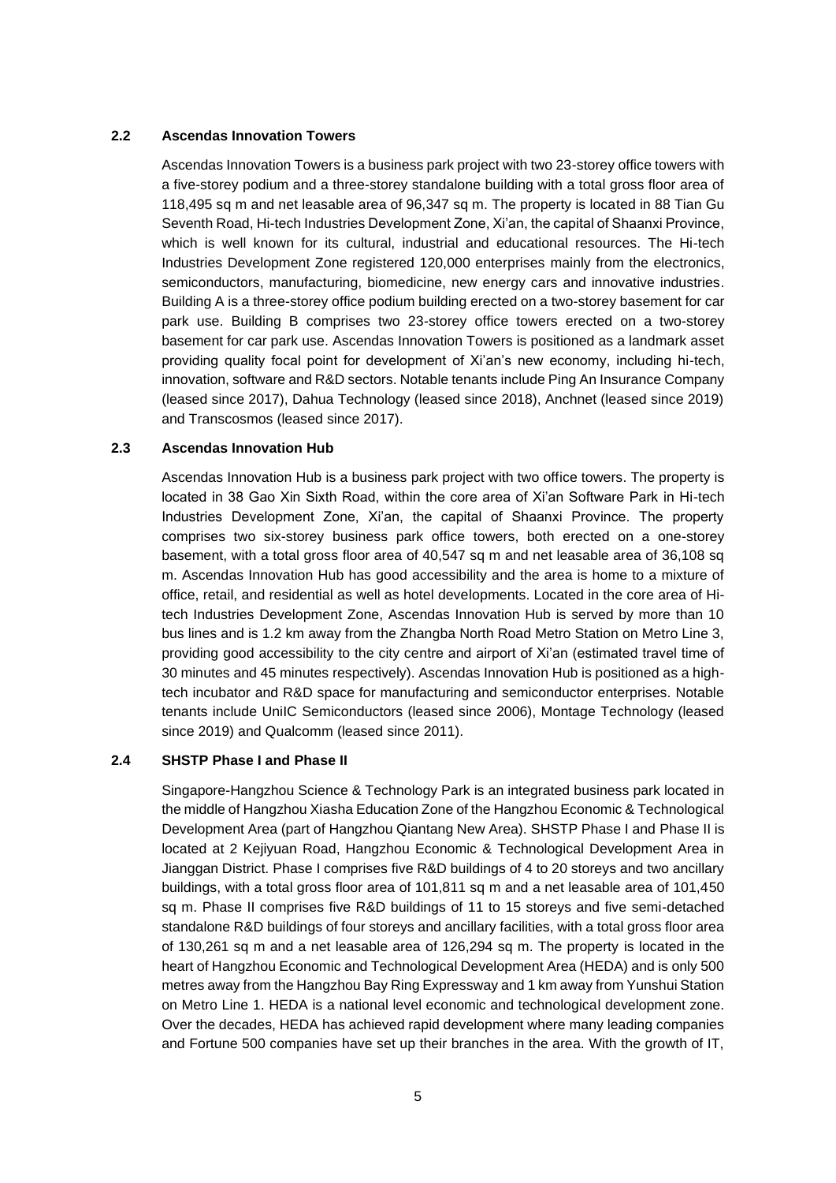### 2.2 Ascendas Innovation Towers

Ascendas Innovation Towers is a business park project with two 23-storey office towers with a five-storey podium and a three-storey standalone building with a total gross floor area of 118,495 sq m and net leasable area of 96,347 sq m. The property is located in 88 Tian Gu Seventh Road, Hi-tech Industries Development Zone, Xi'an, the capital of Shaanxi Province, which is well known for its cultural, industrial and educational resources. The Hi-tech Industries Development Zone registered 120,000 enterprises mainly from the electronics, semiconductors, manufacturing, biomedicine, new energy cars and innovative industries. Building A is a three-storey office podium building erected on a two-storey basement for car park use. Building B comprises two 23-storey office towers erected on a two-storey basement for car park use. Ascendas Innovation Towers is positioned as a landmark asset providing quality focal point for development of Xi'an's new economy, including hi-tech, innovation, software and R&D sectors. Notable tenants include Ping An Insurance Company (leased since 2017), Dahua Technology (leased since 2018), Anchnet (leased since 2019) and Transcosmos (leased since 2017).

### 2.3 Ascendas Innovation Hub

Ascendas Innovation Hub is a business park project with two office towers. The property is located in 38 Gao Xin Sixth Road, within the core area of Xi'an Software Park in Hi-tech Industries Development Zone, Xi'an, the capital of Shaanxi Province. The property comprises two six-storey business park office towers, both erected on a one-storey basement, with a total gross floor area of 40,547 sq m and net leasable area of 36,108 sq m. Ascendas Innovation Hub has good accessibility and the area is home to a mixture of office, retail, and residential as well as hotel developments. Located in the core area of Hi-tech Industries Development Zone, Ascendas Innovation Hub is served by more than 10 bus lines and is 1.2 km away from the Zhangba North Road Metro Station on Metro Line 3, providing good accessibility to the city centre and airport of Xi'an (estimated travel time of 30 minutes and 45 minutes respectively). Ascendas Innovation Hub is positioned as a high-tech incubator and R&D space for manufacturing and semiconductor enterprises. Notable tenants include UniIC Semiconductors (leased since 2006), Montage Technology (leased since 2019) and Qualcomm (leased since 2011).

### 2.4 SHSTP Phase I and Phase II

Singapore-Hangzhou Science & Technology Park is an integrated business park located in the middle of Hangzhou Xiasha Education Zone of the Hangzhou Economic & Technological Development Area (part of Hangzhou Qiantang New Area). SHSTP Phase I and Phase II is located at 2 Kejiyuan Road, Hangzhou Economic & Technological Development Area in Jianggan District. Phase I comprises five R&D buildings of 4 to 20 storeys and two ancillary buildings, with a total gross floor area of 101,811 sq m and a net leasable area of 101,450 sq m. Phase II comprises five R&D buildings of 11 to 15 storeys and five semi-detached standalone R&D buildings of four storeys and ancillary facilities, with a total gross floor area of 130,261 sq m and a net leasable area of 126,294 sq m. The property is located in the heart of Hangzhou Economic and Technological Development Area (HEDA) and is only 500 metres away from the Hangzhou Bay Ring Expressway and 1 km away from Yunshui Station on Metro Line 1. HEDA is a national level economic and technological development zone. Over the decades, HEDA has achieved rapid development where many leading companies and Fortune 500 companies have set up their branches in the area. With the growth of IT,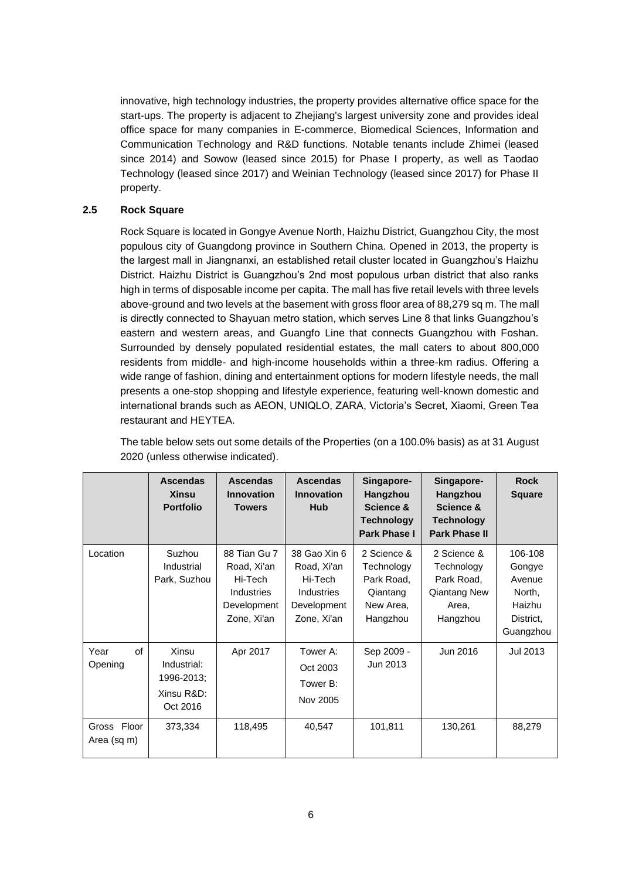innovative, high technology industries, the property provides alternative office space for the start-ups. The property is adjacent to Zhejiang's largest university zone and provides ideal office space for many companies in E-commerce, Biomedical Sciences, Information and Communication Technology and R&D functions. Notable tenants include Zhimei (leased since 2014) and Sowow (leased since 2015) for Phase I property, as well as Taodao Technology (leased since 2017) and Weinian Technology (leased since 2017) for Phase II property.

### 2.5 Rock Square

Rock Square is located in Gongye Avenue North, Haizhu District, Guangzhou City, the most populous city of Guangdong province in Southern China. Opened in 2013, the property is the largest mall in Jiangnanxi, an established retail cluster located in Guangzhou's Haizhu District. Haizhu District is Guangzhou's 2nd most populous urban district that also ranks high in terms of disposable income per capita. The mall has five retail levels with three levels above-ground and two levels at the basement with gross floor area of 88,279 sq m. The mall is directly connected to Shayuan metro station, which serves Line 8 that links Guangzhou's eastern and western areas, and Guangfo Line that connects Guangzhou with Foshan. Surrounded by densely populated residential estates, the mall caters to about 800,000 residents from middle- and high-income households within a three-km radius. Offering a wide range of fashion, dining and entertainment options for modern lifestyle needs, the mall presents a one-stop shopping and lifestyle experience, featuring well-known domestic and international brands such as AEON, UNIQLO, ZARA, Victoria's Secret, Xiaomi, Green Tea restaurant and HEYTEA.

The table below sets out some details of the Properties (on a 100.0% basis) as at 31 August 2020 (unless otherwise indicated).

| | **Ascendas Xinsu Portfolio** | **Ascendas Innovation Towers** | **Ascendas Innovation Hub** | **Singapore-Hangzhou Science & Technology Park Phase I** | **Singapore-Hangzhou Science & Technology Park Phase II** | **Rock Square** |
|---|---|---|---|---|---|---|
| Location | Suzhou Industrial Park, Suzhou | 88 Tian Gu 7 Road, Xi'an Hi-Tech Industries Development Zone, Xi'an | 38 Gao Xin 6 Road, Xi'an Hi-Tech Industries Development Zone, Xi'an | 2 Science & Technology Park Road, Qiantang New Area, Hangzhou | 2 Science & Technology Park Road, Qiantang New Area, Hangzhou | 106-108 Gongye Avenue North, Haizhu District, Guangzhou |
| Year of Opening | Xinsu Industrial: 1996-2013; Xinsu R&D: Oct 2016 | Apr 2017 | Tower A: Oct 2003 Tower B: Nov 2005 | Sep 2009 - Jun 2013 | Jun 2016 | Jul 2013 |
| Gross Floor Area (sq m) | 373,334 | 118,495 | 40,547 | 101,811 | 130,261 | 88,279 |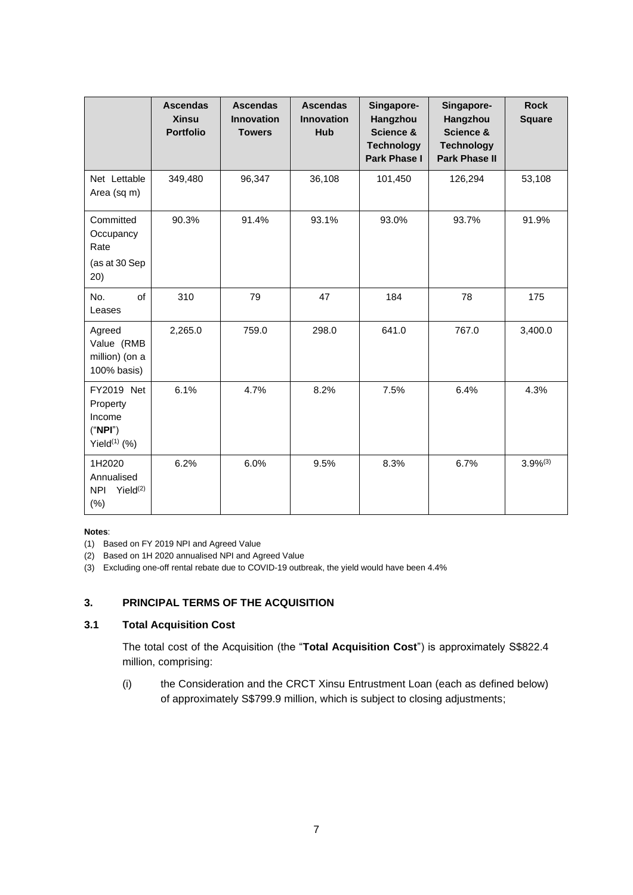| | **Ascendas Xinsu Portfolio** | **Ascendas Innovation Towers** | **Ascendas Innovation Hub** | **Singapore-Hangzhou Science & Technology Park Phase I** | **Singapore-Hangzhou Science & Technology Park Phase II** | **Rock Square** |
|---|---|---|---|---|---|---|
| Net Lettable Area (sq m) | 349,480 | 96,347 | 36,108 | 101,450 | 126,294 | 53,108 |
| Committed Occupancy Rate (as at 30 Sep 20) | 90.3% | 91.4% | 93.1% | 93.0% | 93.7% | 91.9% |
| No. of Leases | 310 | 79 | 47 | 184 | 78 | 175 |
| Agreed Value (RMB million) (on a 100% basis) | 2,265.0 | 759.0 | 298.0 | 641.0 | 767.0 | 3,400.0 |
| FY2019 Net Property Income ("**NPI**") Yield(1) (%) | 6.1% | 4.7% | 8.2% | 7.5% | 6.4% | 4.3% |
| 1H2020 Annualised NPI Yield(2) (%) | 6.2% | 6.0% | 9.5% | 8.3% | 6.7% | 3.9%(3) |

**Notes**:

(1) Based on FY 2019 NPI and Agreed Value

(2) Based on 1H 2020 annualised NPI and Agreed Value

(3) Excluding one-off rental rebate due to COVID-19 outbreak, the yield would have been 4.4%

## 3. PRINCIPAL TERMS OF THE ACQUISITION

### 3.1 Total Acquisition Cost

The total cost of the Acquisition (the "**Total Acquisition Cost**") is approximately S$822.4 million, comprising:

(i) the Consideration and the CRCT Xinsu Entrustment Loan (each as defined below) of approximately S$799.9 million, which is subject to closing adjustments;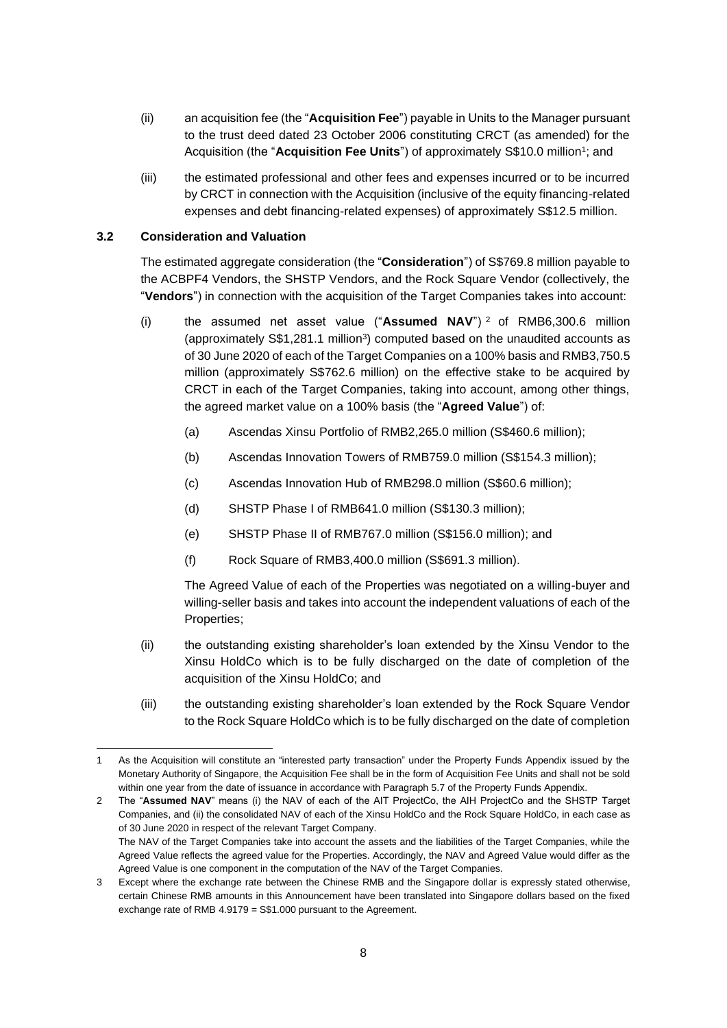(ii) an acquisition fee (the "**Acquisition Fee**") payable in Units to the Manager pursuant to the trust deed dated 23 October 2006 constituting CRCT (as amended) for the Acquisition (the "**Acquisition Fee Units**") of approximately S$10.0 million[1]; and

(iii) the estimated professional and other fees and expenses incurred or to be incurred by CRCT in connection with the Acquisition (inclusive of the equity financing-related expenses and debt financing-related expenses) of approximately S$12.5 million.

### 3.2 Consideration and Valuation

The estimated aggregate consideration (the "**Consideration**") of S$769.8 million payable to the ACBPF4 Vendors, the SHSTP Vendors, and the Rock Square Vendor (collectively, the "**Vendors**") in connection with the acquisition of the Target Companies takes into account:

(i) the assumed net asset value ("**Assumed NAV**")[2] of RMB6,300.6 million (approximately S$1,281.1 million[3]) computed based on the unaudited accounts as of 30 June 2020 of each of the Target Companies on a 100% basis and RMB3,750.5 million (approximately S$762.6 million) on the effective stake to be acquired by CRCT in each of the Target Companies, taking into account, among other things, the agreed market value on a 100% basis (the "**Agreed Value**") of:

   (a) Ascendas Xinsu Portfolio of RMB2,265.0 million (S$460.6 million);

   (b) Ascendas Innovation Towers of RMB759.0 million (S$154.3 million);

   (c) Ascendas Innovation Hub of RMB298.0 million (S$60.6 million);

   (d) SHSTP Phase I of RMB641.0 million (S$130.3 million);

   (e) SHSTP Phase II of RMB767.0 million (S$156.0 million); and

   (f) Rock Square of RMB3,400.0 million (S$691.3 million).

   The Agreed Value of each of the Properties was negotiated on a willing-buyer and willing-seller basis and takes into account the independent valuations of each of the Properties;

(ii) the outstanding existing shareholder's loan extended by the Xinsu Vendor to the Xinsu HoldCo which is to be fully discharged on the date of completion of the acquisition of the Xinsu HoldCo; and

(iii) the outstanding existing shareholder's loan extended by the Rock Square Vendor to the Rock Square HoldCo which is to be fully discharged on the date of completion

---

1 As the Acquisition will constitute an "interested party transaction" under the Property Funds Appendix issued by the Monetary Authority of Singapore, the Acquisition Fee shall be in the form of Acquisition Fee Units and shall not be sold within one year from the date of issuance in accordance with Paragraph 5.7 of the Property Funds Appendix.

2 The "**Assumed NAV**" means (i) the NAV of each of the AIT ProjectCo, the AIH ProjectCo and the SHSTP Target Companies, and (ii) the consolidated NAV of each of the Xinsu HoldCo and the Rock Square HoldCo, in each case as of 30 June 2020 in respect of the relevant Target Company.
The NAV of the Target Companies take into account the assets and the liabilities of the Target Companies, while the Agreed Value reflects the agreed value for the Properties. Accordingly, the NAV and Agreed Value would differ as the Agreed Value is one component in the computation of the NAV of the Target Companies.

3 Except where the exchange rate between the Chinese RMB and the Singapore dollar is expressly stated otherwise, certain Chinese RMB amounts in this Announcement have been translated into Singapore dollars based on the fixed exchange rate of RMB 4.9179 = S$1.000 pursuant to the Agreement.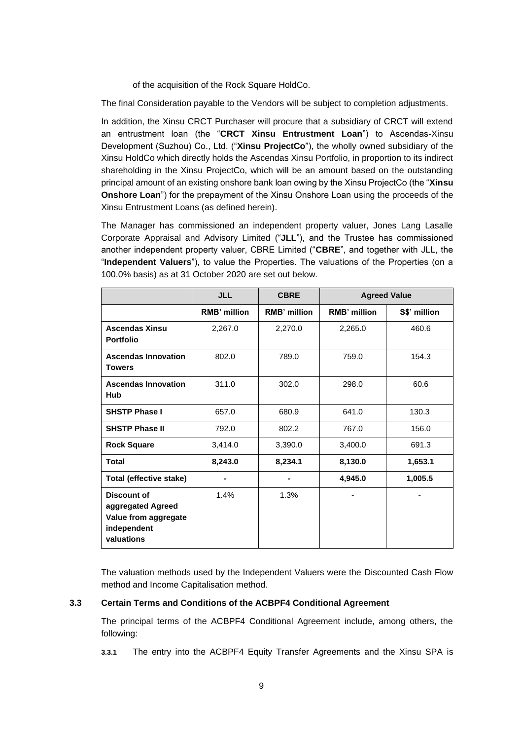of the acquisition of the Rock Square HoldCo.

The final Consideration payable to the Vendors will be subject to completion adjustments.

In addition, the Xinsu CRCT Purchaser will procure that a subsidiary of CRCT will extend an entrustment loan (the "**CRCT Xinsu Entrustment Loan**") to Ascendas-Xinsu Development (Suzhou) Co., Ltd. ("**Xinsu ProjectCo**"), the wholly owned subsidiary of the Xinsu HoldCo which directly holds the Ascendas Xinsu Portfolio, in proportion to its indirect shareholding in the Xinsu ProjectCo, which will be an amount based on the outstanding principal amount of an existing onshore bank loan owing by the Xinsu ProjectCo (the "**Xinsu Onshore Loan**") for the prepayment of the Xinsu Onshore Loan using the proceeds of the Xinsu Entrustment Loans (as defined herein).

The Manager has commissioned an independent property valuer, Jones Lang Lasalle Corporate Appraisal and Advisory Limited ("**JLL**"), and the Trustee has commissioned another independent property valuer, CBRE Limited ("**CBRE**", and together with JLL, the "**Independent Valuers**"), to value the Properties. The valuations of the Properties (on a 100.0% basis) as at 31 October 2020 are set out below.

| | JLL | CBRE | Agreed Value | |
|---|---|---|---|---|
| | RMB' million | RMB' million | RMB' million | S$' million |
| **Ascendas Xinsu Portfolio** | 2,267.0 | 2,270.0 | 2,265.0 | 460.6 |
| **Ascendas Innovation Towers** | 802.0 | 789.0 | 759.0 | 154.3 |
| **Ascendas Innovation Hub** | 311.0 | 302.0 | 298.0 | 60.6 |
| **SHSTP Phase I** | 657.0 | 680.9 | 641.0 | 130.3 |
| **SHSTP Phase II** | 792.0 | 802.2 | 767.0 | 156.0 |
| **Rock Square** | 3,414.0 | 3,390.0 | 3,400.0 | 691.3 |
| **Total** | **8,243.0** | **8,234.1** | **8,130.0** | **1,653.1** |
| **Total (effective stake)** | **-** | **-** | **4,945.0** | **1,005.5** |
| **Discount of aggregated Agreed Value from aggregate independent valuations** | 1.4% | 1.3% | - | - |

The valuation methods used by the Independent Valuers were the Discounted Cash Flow method and Income Capitalisation method.

### 3.3 Certain Terms and Conditions of the ACBPF4 Conditional Agreement

The principal terms of the ACBPF4 Conditional Agreement include, among others, the following:

**3.3.1** The entry into the ACBPF4 Equity Transfer Agreements and the Xinsu SPA is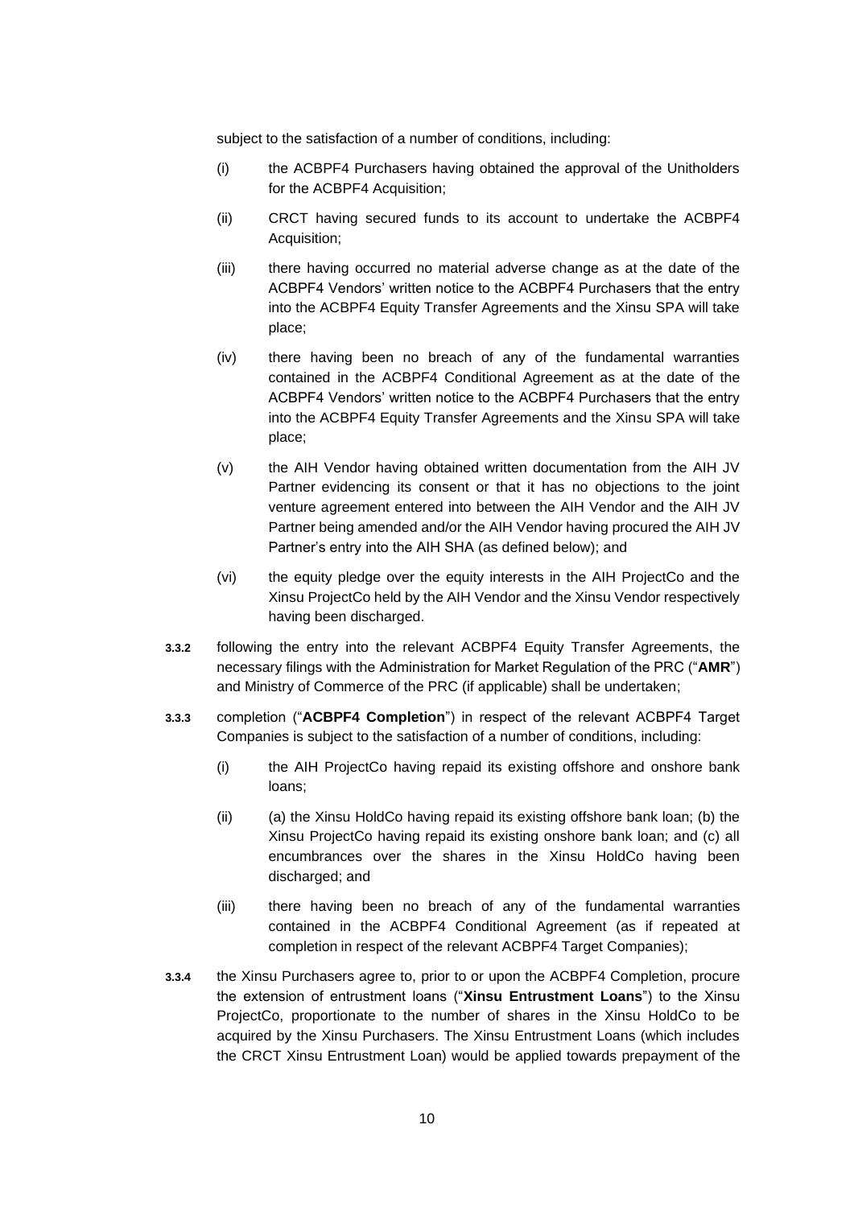subject to the satisfaction of a number of conditions, including:

(i) the ACBPF4 Purchasers having obtained the approval of the Unitholders for the ACBPF4 Acquisition;

(ii) CRCT having secured funds to its account to undertake the ACBPF4 Acquisition;

(iii) there having occurred no material adverse change as at the date of the ACBPF4 Vendors' written notice to the ACBPF4 Purchasers that the entry into the ACBPF4 Equity Transfer Agreements and the Xinsu SPA will take place;

(iv) there having been no breach of any of the fundamental warranties contained in the ACBPF4 Conditional Agreement as at the date of the ACBPF4 Vendors' written notice to the ACBPF4 Purchasers that the entry into the ACBPF4 Equity Transfer Agreements and the Xinsu SPA will take place;

(v) the AIH Vendor having obtained written documentation from the AIH JV Partner evidencing its consent or that it has no objections to the joint venture agreement entered into between the AIH Vendor and the AIH JV Partner being amended and/or the AIH Vendor having procured the AIH JV Partner's entry into the AIH SHA (as defined below); and

(vi) the equity pledge over the equity interests in the AIH ProjectCo and the Xinsu ProjectCo held by the AIH Vendor and the Xinsu Vendor respectively having been discharged.

**3.3.2** following the entry into the relevant ACBPF4 Equity Transfer Agreements, the necessary filings with the Administration for Market Regulation of the PRC ("**AMR**") and Ministry of Commerce of the PRC (if applicable) shall be undertaken;

**3.3.3** completion ("**ACBPF4 Completion**") in respect of the relevant ACBPF4 Target Companies is subject to the satisfaction of a number of conditions, including:

(i) the AIH ProjectCo having repaid its existing offshore and onshore bank loans;

(ii) (a) the Xinsu HoldCo having repaid its existing offshore bank loan; (b) the Xinsu ProjectCo having repaid its existing onshore bank loan; and (c) all encumbrances over the shares in the Xinsu HoldCo having been discharged; and

(iii) there having been no breach of any of the fundamental warranties contained in the ACBPF4 Conditional Agreement (as if repeated at completion in respect of the relevant ACBPF4 Target Companies);

**3.3.4** the Xinsu Purchasers agree to, prior to or upon the ACBPF4 Completion, procure the extension of entrustment loans ("**Xinsu Entrustment Loans**") to the Xinsu ProjectCo, proportionate to the number of shares in the Xinsu HoldCo to be acquired by the Xinsu Purchasers. The Xinsu Entrustment Loans (which includes the CRCT Xinsu Entrustment Loan) would be applied towards prepayment of the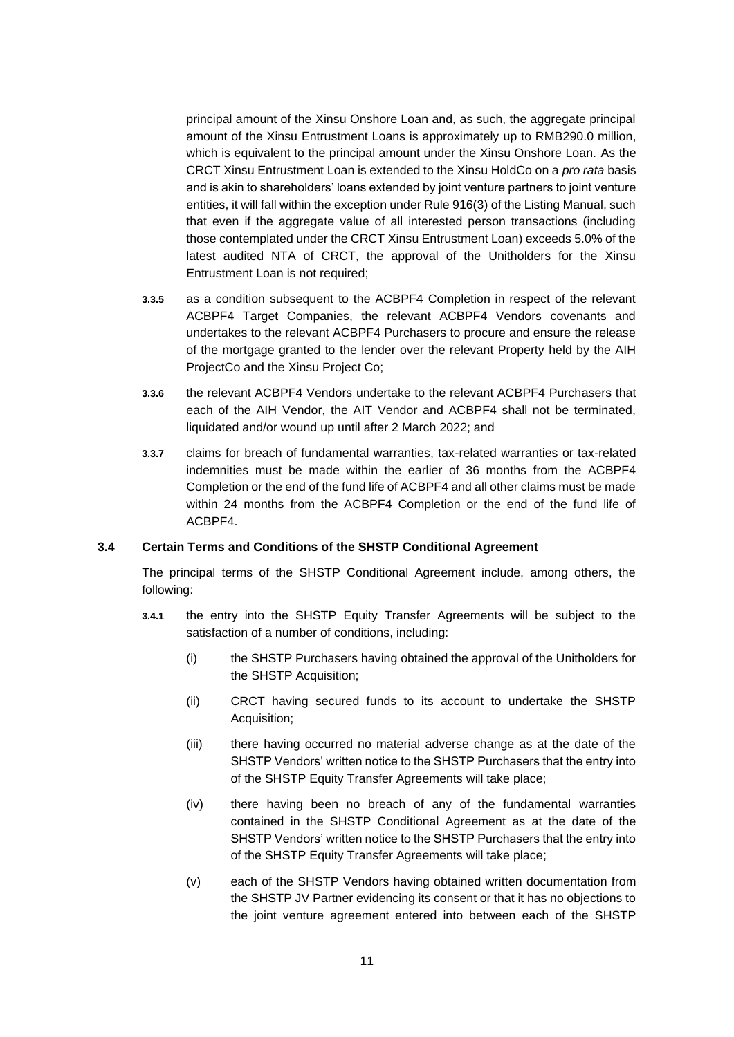principal amount of the Xinsu Onshore Loan and, as such, the aggregate principal amount of the Xinsu Entrustment Loans is approximately up to RMB290.0 million, which is equivalent to the principal amount under the Xinsu Onshore Loan. As the CRCT Xinsu Entrustment Loan is extended to the Xinsu HoldCo on a *pro rata* basis and is akin to shareholders' loans extended by joint venture partners to joint venture entities, it will fall within the exception under Rule 916(3) of the Listing Manual, such that even if the aggregate value of all interested person transactions (including those contemplated under the CRCT Xinsu Entrustment Loan) exceeds 5.0% of the latest audited NTA of CRCT, the approval of the Unitholders for the Xinsu Entrustment Loan is not required;

**3.3.5** as a condition subsequent to the ACBPF4 Completion in respect of the relevant ACBPF4 Target Companies, the relevant ACBPF4 Vendors covenants and undertakes to the relevant ACBPF4 Purchasers to procure and ensure the release of the mortgage granted to the lender over the relevant Property held by the AIH ProjectCo and the Xinsu Project Co;

**3.3.6** the relevant ACBPF4 Vendors undertake to the relevant ACBPF4 Purchasers that each of the AIH Vendor, the AIT Vendor and ACBPF4 shall not be terminated, liquidated and/or wound up until after 2 March 2022; and

**3.3.7** claims for breach of fundamental warranties, tax-related warranties or tax-related indemnities must be made within the earlier of 36 months from the ACBPF4 Completion or the end of the fund life of ACBPF4 and all other claims must be made within 24 months from the ACBPF4 Completion or the end of the fund life of ACBPF4.

### 3.4 Certain Terms and Conditions of the SHSTP Conditional Agreement

The principal terms of the SHSTP Conditional Agreement include, among others, the following:

**3.4.1** the entry into the SHSTP Equity Transfer Agreements will be subject to the satisfaction of a number of conditions, including:

(i) the SHSTP Purchasers having obtained the approval of the Unitholders for the SHSTP Acquisition;

(ii) CRCT having secured funds to its account to undertake the SHSTP Acquisition;

(iii) there having occurred no material adverse change as at the date of the SHSTP Vendors' written notice to the SHSTP Purchasers that the entry into of the SHSTP Equity Transfer Agreements will take place;

(iv) there having been no breach of any of the fundamental warranties contained in the SHSTP Conditional Agreement as at the date of the SHSTP Vendors' written notice to the SHSTP Purchasers that the entry into of the SHSTP Equity Transfer Agreements will take place;

(v) each of the SHSTP Vendors having obtained written documentation from the SHSTP JV Partner evidencing its consent or that it has no objections to the joint venture agreement entered into between each of the SHSTP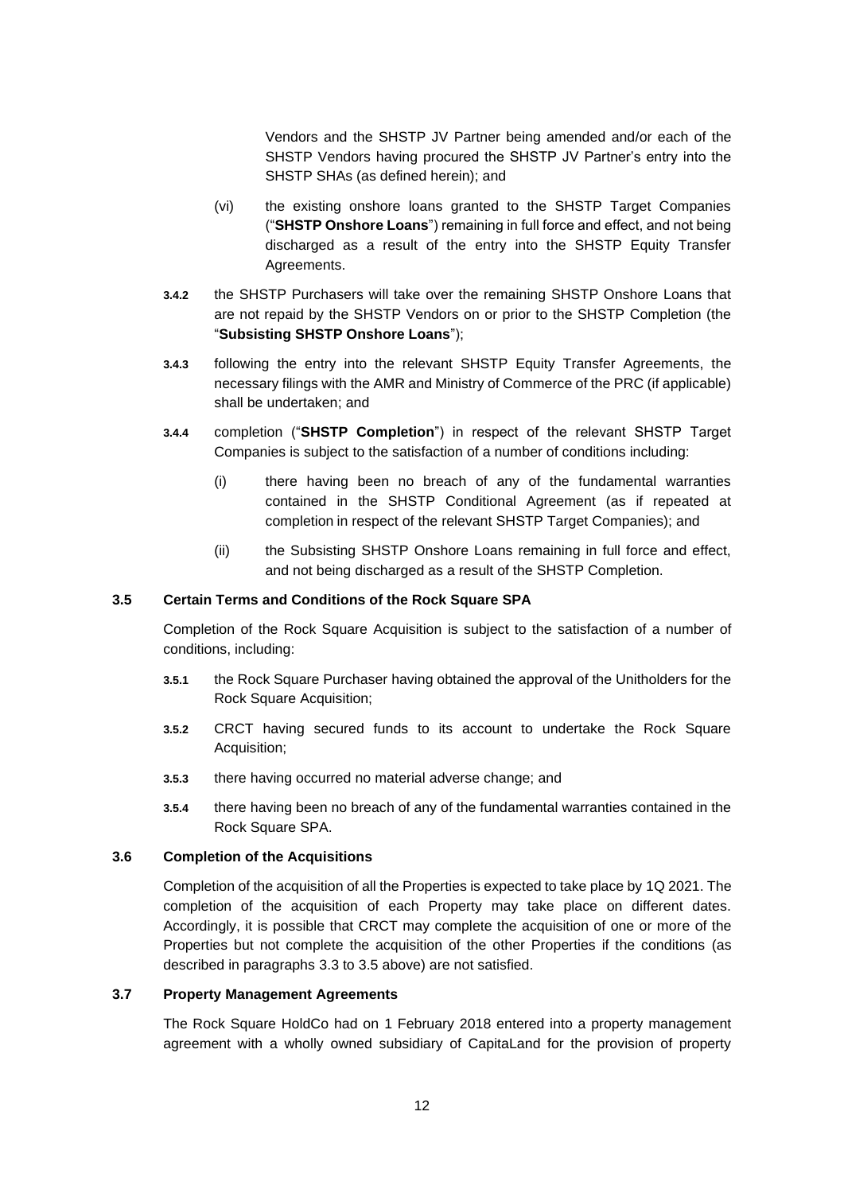Vendors and the SHSTP JV Partner being amended and/or each of the SHSTP Vendors having procured the SHSTP JV Partner's entry into the SHSTP SHAs (as defined herein); and

(vi) the existing onshore loans granted to the SHSTP Target Companies ("**SHSTP Onshore Loans**") remaining in full force and effect, and not being discharged as a result of the entry into the SHSTP Equity Transfer Agreements.

**3.4.2** the SHSTP Purchasers will take over the remaining SHSTP Onshore Loans that are not repaid by the SHSTP Vendors on or prior to the SHSTP Completion (the "**Subsisting SHSTP Onshore Loans**");

**3.4.3** following the entry into the relevant SHSTP Equity Transfer Agreements, the necessary filings with the AMR and Ministry of Commerce of the PRC (if applicable) shall be undertaken; and

**3.4.4** completion ("**SHSTP Completion**") in respect of the relevant SHSTP Target Companies is subject to the satisfaction of a number of conditions including:

(i) there having been no breach of any of the fundamental warranties contained in the SHSTP Conditional Agreement (as if repeated at completion in respect of the relevant SHSTP Target Companies); and

(ii) the Subsisting SHSTP Onshore Loans remaining in full force and effect, and not being discharged as a result of the SHSTP Completion.

### 3.5 Certain Terms and Conditions of the Rock Square SPA

Completion of the Rock Square Acquisition is subject to the satisfaction of a number of conditions, including:

**3.5.1** the Rock Square Purchaser having obtained the approval of the Unitholders for the Rock Square Acquisition;

**3.5.2** CRCT having secured funds to its account to undertake the Rock Square Acquisition;

**3.5.3** there having occurred no material adverse change; and

**3.5.4** there having been no breach of any of the fundamental warranties contained in the Rock Square SPA.

### 3.6 Completion of the Acquisitions

Completion of the acquisition of all the Properties is expected to take place by 1Q 2021. The completion of the acquisition of each Property may take place on different dates. Accordingly, it is possible that CRCT may complete the acquisition of one or more of the Properties but not complete the acquisition of the other Properties if the conditions (as described in paragraphs 3.3 to 3.5 above) are not satisfied.

### 3.7 Property Management Agreements

The Rock Square HoldCo had on 1 February 2018 entered into a property management agreement with a wholly owned subsidiary of CapitaLand for the provision of property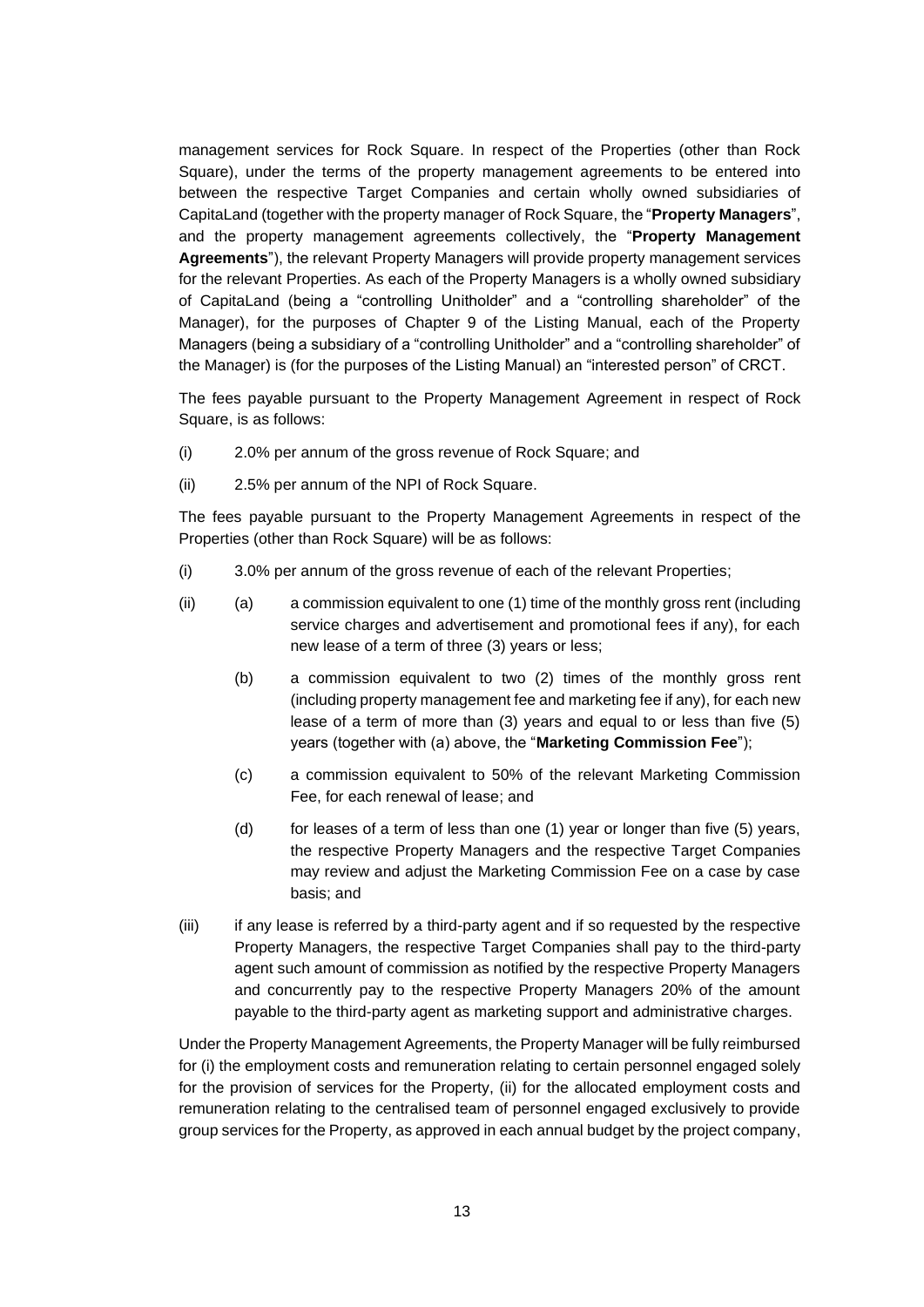management services for Rock Square. In respect of the Properties (other than Rock Square), under the terms of the property management agreements to be entered into between the respective Target Companies and certain wholly owned subsidiaries of CapitaLand (together with the property manager of Rock Square, the "**Property Managers**", and the property management agreements collectively, the "**Property Management Agreements**"), the relevant Property Managers will provide property management services for the relevant Properties. As each of the Property Managers is a wholly owned subsidiary of CapitaLand (being a "controlling Unitholder" and a "controlling shareholder" of the Manager), for the purposes of Chapter 9 of the Listing Manual, each of the Property Managers (being a subsidiary of a "controlling Unitholder" and a "controlling shareholder" of the Manager) is (for the purposes of the Listing Manual) an "interested person" of CRCT.

The fees payable pursuant to the Property Management Agreement in respect of Rock Square, is as follows:

(i) 2.0% per annum of the gross revenue of Rock Square; and

(ii) 2.5% per annum of the NPI of Rock Square.

The fees payable pursuant to the Property Management Agreements in respect of the Properties (other than Rock Square) will be as follows:

(i) 3.0% per annum of the gross revenue of each of the relevant Properties;

(ii) (a) a commission equivalent to one (1) time of the monthly gross rent (including service charges and advertisement and promotional fees if any), for each new lease of a term of three (3) years or less;

  (b) a commission equivalent to two (2) times of the monthly gross rent (including property management fee and marketing fee if any), for each new lease of a term of more than (3) years and equal to or less than five (5) years (together with (a) above, the "**Marketing Commission Fee**");

  (c) a commission equivalent to 50% of the relevant Marketing Commission Fee, for each renewal of lease; and

  (d) for leases of a term of less than one (1) year or longer than five (5) years, the respective Property Managers and the respective Target Companies may review and adjust the Marketing Commission Fee on a case by case basis; and

(iii) if any lease is referred by a third-party agent and if so requested by the respective Property Managers, the respective Target Companies shall pay to the third-party agent such amount of commission as notified by the respective Property Managers and concurrently pay to the respective Property Managers 20% of the amount payable to the third-party agent as marketing support and administrative charges.

Under the Property Management Agreements, the Property Manager will be fully reimbursed for (i) the employment costs and remuneration relating to certain personnel engaged solely for the provision of services for the Property, (ii) for the allocated employment costs and remuneration relating to the centralised team of personnel engaged exclusively to provide group services for the Property, as approved in each annual budget by the project company,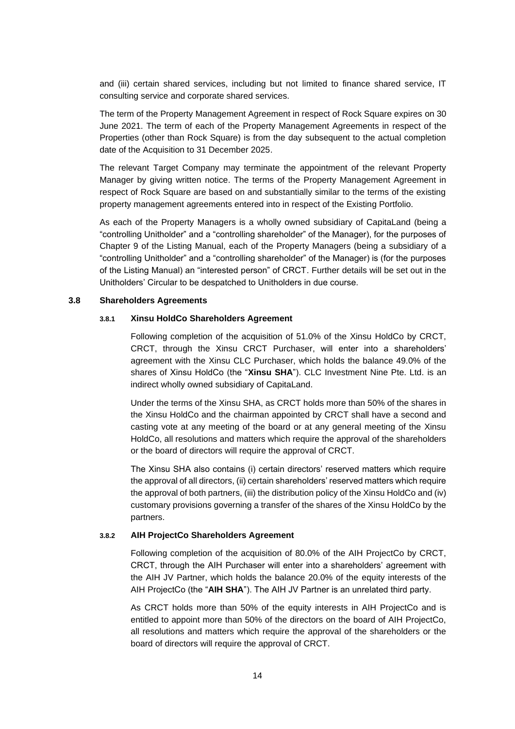and (iii) certain shared services, including but not limited to finance shared service, IT consulting service and corporate shared services.

The term of the Property Management Agreement in respect of Rock Square expires on 30 June 2021. The term of each of the Property Management Agreements in respect of the Properties (other than Rock Square) is from the day subsequent to the actual completion date of the Acquisition to 31 December 2025.

The relevant Target Company may terminate the appointment of the relevant Property Manager by giving written notice. The terms of the Property Management Agreement in respect of Rock Square are based on and substantially similar to the terms of the existing property management agreements entered into in respect of the Existing Portfolio.

As each of the Property Managers is a wholly owned subsidiary of CapitaLand (being a "controlling Unitholder" and a "controlling shareholder" of the Manager), for the purposes of Chapter 9 of the Listing Manual, each of the Property Managers (being a subsidiary of a "controlling Unitholder" and a "controlling shareholder" of the Manager) is (for the purposes of the Listing Manual) an "interested person" of CRCT. Further details will be set out in the Unitholders' Circular to be despatched to Unitholders in due course.

### 3.8 Shareholders Agreements

#### 3.8.1 Xinsu HoldCo Shareholders Agreement

Following completion of the acquisition of 51.0% of the Xinsu HoldCo by CRCT, CRCT, through the Xinsu CRCT Purchaser, will enter into a shareholders' agreement with the Xinsu CLC Purchaser, which holds the balance 49.0% of the shares of Xinsu HoldCo (the "**Xinsu SHA**"). CLC Investment Nine Pte. Ltd. is an indirect wholly owned subsidiary of CapitaLand.

Under the terms of the Xinsu SHA, as CRCT holds more than 50% of the shares in the Xinsu HoldCo and the chairman appointed by CRCT shall have a second and casting vote at any meeting of the board or at any general meeting of the Xinsu HoldCo, all resolutions and matters which require the approval of the shareholders or the board of directors will require the approval of CRCT.

The Xinsu SHA also contains (i) certain directors' reserved matters which require the approval of all directors, (ii) certain shareholders' reserved matters which require the approval of both partners, (iii) the distribution policy of the Xinsu HoldCo and (iv) customary provisions governing a transfer of the shares of the Xinsu HoldCo by the partners.

#### 3.8.2 AIH ProjectCo Shareholders Agreement

Following completion of the acquisition of 80.0% of the AIH ProjectCo by CRCT, CRCT, through the AIH Purchaser will enter into a shareholders' agreement with the AIH JV Partner, which holds the balance 20.0% of the equity interests of the AIH ProjectCo (the "**AIH SHA**"). The AIH JV Partner is an unrelated third party.

As CRCT holds more than 50% of the equity interests in AIH ProjectCo and is entitled to appoint more than 50% of the directors on the board of AIH ProjectCo, all resolutions and matters which require the approval of the shareholders or the board of directors will require the approval of CRCT.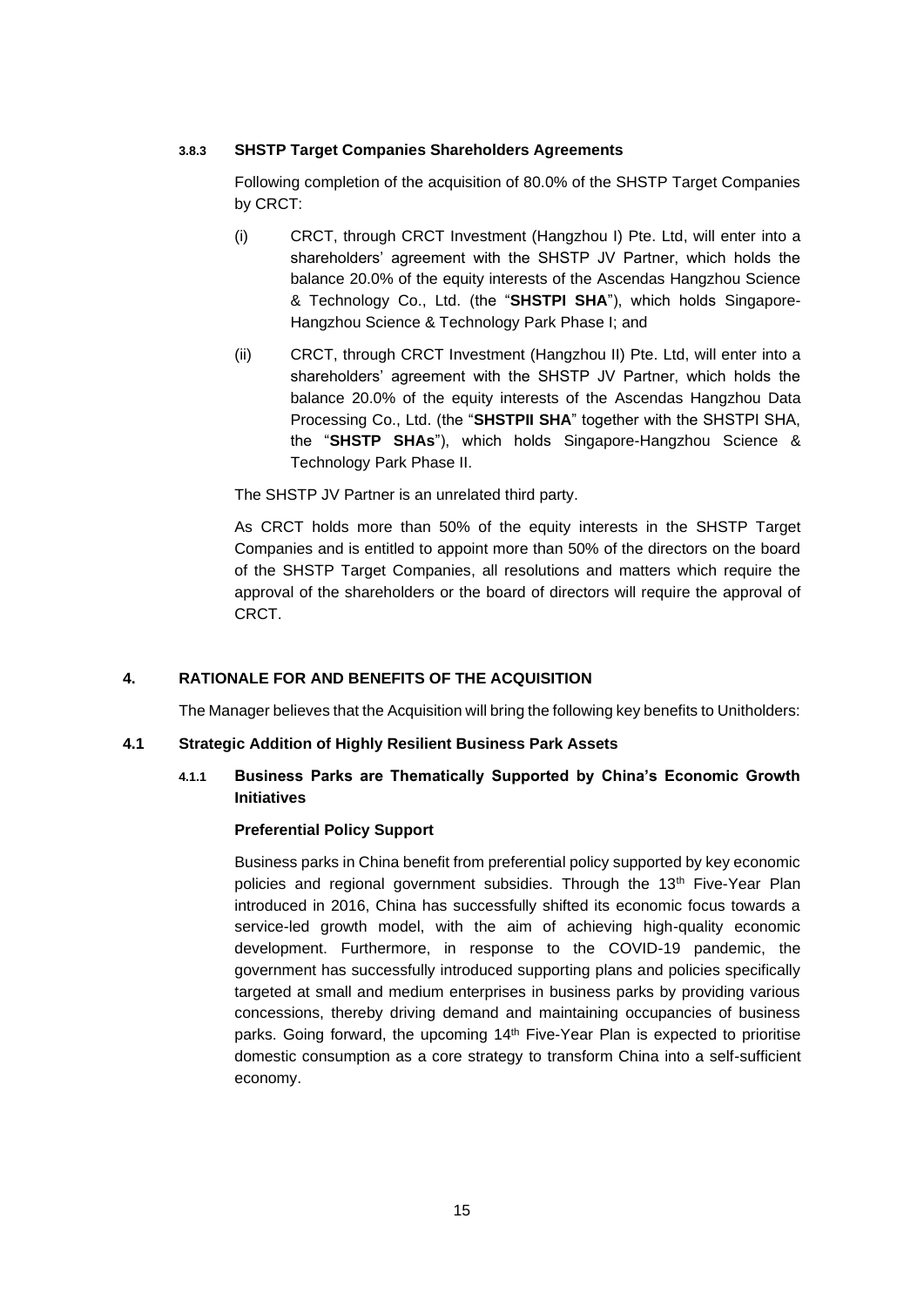#### 3.8.3 SHSTP Target Companies Shareholders Agreements

Following completion of the acquisition of 80.0% of the SHSTP Target Companies by CRCT:

(i) CRCT, through CRCT Investment (Hangzhou I) Pte. Ltd, will enter into a shareholders' agreement with the SHSTP JV Partner, which holds the balance 20.0% of the equity interests of the Ascendas Hangzhou Science & Technology Co., Ltd. (the "**SHSTPI SHA**"), which holds Singapore-Hangzhou Science & Technology Park Phase I; and

(ii) CRCT, through CRCT Investment (Hangzhou II) Pte. Ltd, will enter into a shareholders' agreement with the SHSTP JV Partner, which holds the balance 20.0% of the equity interests of the Ascendas Hangzhou Data Processing Co., Ltd. (the "**SHSTPII SHA**" together with the SHSTPI SHA, the "**SHSTP SHAs**"), which holds Singapore-Hangzhou Science & Technology Park Phase II.

The SHSTP JV Partner is an unrelated third party.

As CRCT holds more than 50% of the equity interests in the SHSTP Target Companies and is entitled to appoint more than 50% of the directors on the board of the SHSTP Target Companies, all resolutions and matters which require the approval of the shareholders or the board of directors will require the approval of CRCT.

## 4. RATIONALE FOR AND BENEFITS OF THE ACQUISITION

The Manager believes that the Acquisition will bring the following key benefits to Unitholders:

### 4.1 Strategic Addition of Highly Resilient Business Park Assets

#### 4.1.1 Business Parks are Thematically Supported by China's Economic Growth Initiatives

**Preferential Policy Support**

Business parks in China benefit from preferential policy supported by key economic policies and regional government subsidies. Through the 13th Five-Year Plan introduced in 2016, China has successfully shifted its economic focus towards a service-led growth model, with the aim of achieving high-quality economic development. Furthermore, in response to the COVID-19 pandemic, the government has successfully introduced supporting plans and policies specifically targeted at small and medium enterprises in business parks by providing various concessions, thereby driving demand and maintaining occupancies of business parks. Going forward, the upcoming 14th Five-Year Plan is expected to prioritise domestic consumption as a core strategy to transform China into a self-sufficient economy.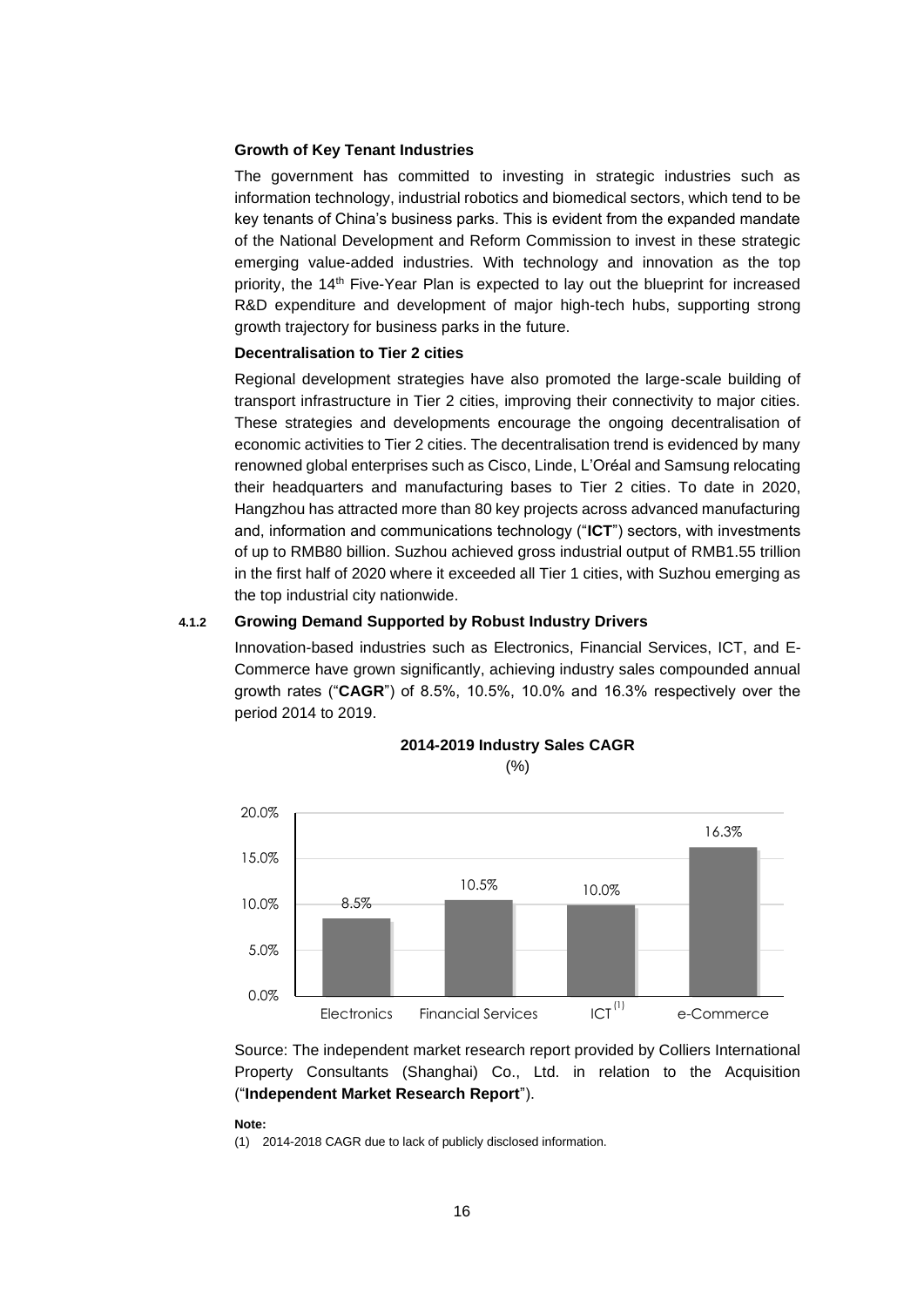**Growth of Key Tenant Industries**

The government has committed to investing in strategic industries such as information technology, industrial robotics and biomedical sectors, which tend to be key tenants of China's business parks. This is evident from the expanded mandate of the National Development and Reform Commission to invest in these strategic emerging value-added industries. With technology and innovation as the top priority, the 14th Five-Year Plan is expected to lay out the blueprint for increased R&D expenditure and development of major high-tech hubs, supporting strong growth trajectory for business parks in the future.

**Decentralisation to Tier 2 cities**

Regional development strategies have also promoted the large-scale building of transport infrastructure in Tier 2 cities, improving their connectivity to major cities. These strategies and developments encourage the ongoing decentralisation of economic activities to Tier 2 cities. The decentralisation trend is evidenced by many renowned global enterprises such as Cisco, Linde, L'Oréal and Samsung relocating their headquarters and manufacturing bases to Tier 2 cities. To date in 2020, Hangzhou has attracted more than 80 key projects across advanced manufacturing and, information and communications technology ("**ICT**") sectors, with investments of up to RMB80 billion. Suzhou achieved gross industrial output of RMB1.55 trillion in the first half of 2020 where it exceeded all Tier 1 cities, with Suzhou emerging as the top industrial city nationwide.

#### 4.1.2 Growing Demand Supported by Robust Industry Drivers

Innovation-based industries such as Electronics, Financial Services, ICT, and E-Commerce have grown significantly, achieving industry sales compounded annual growth rates ("**CAGR**") of 8.5%, 10.5%, 10.0% and 16.3% respectively over the period 2014 to 2019.

**2014-2019 Industry Sales CAGR**

(%)

| Industry | CAGR |
|---|---|
| Electronics | 8.5% |
| Financial Services | 10.5% |
| ICT[1] | 10.0% |
| e-Commerce | 16.3% |

Source: The independent market research report provided by Colliers International Property Consultants (Shanghai) Co., Ltd. in relation to the Acquisition ("**Independent Market Research Report**").

**Note:**

(1) 2014-2018 CAGR due to lack of publicly disclosed information.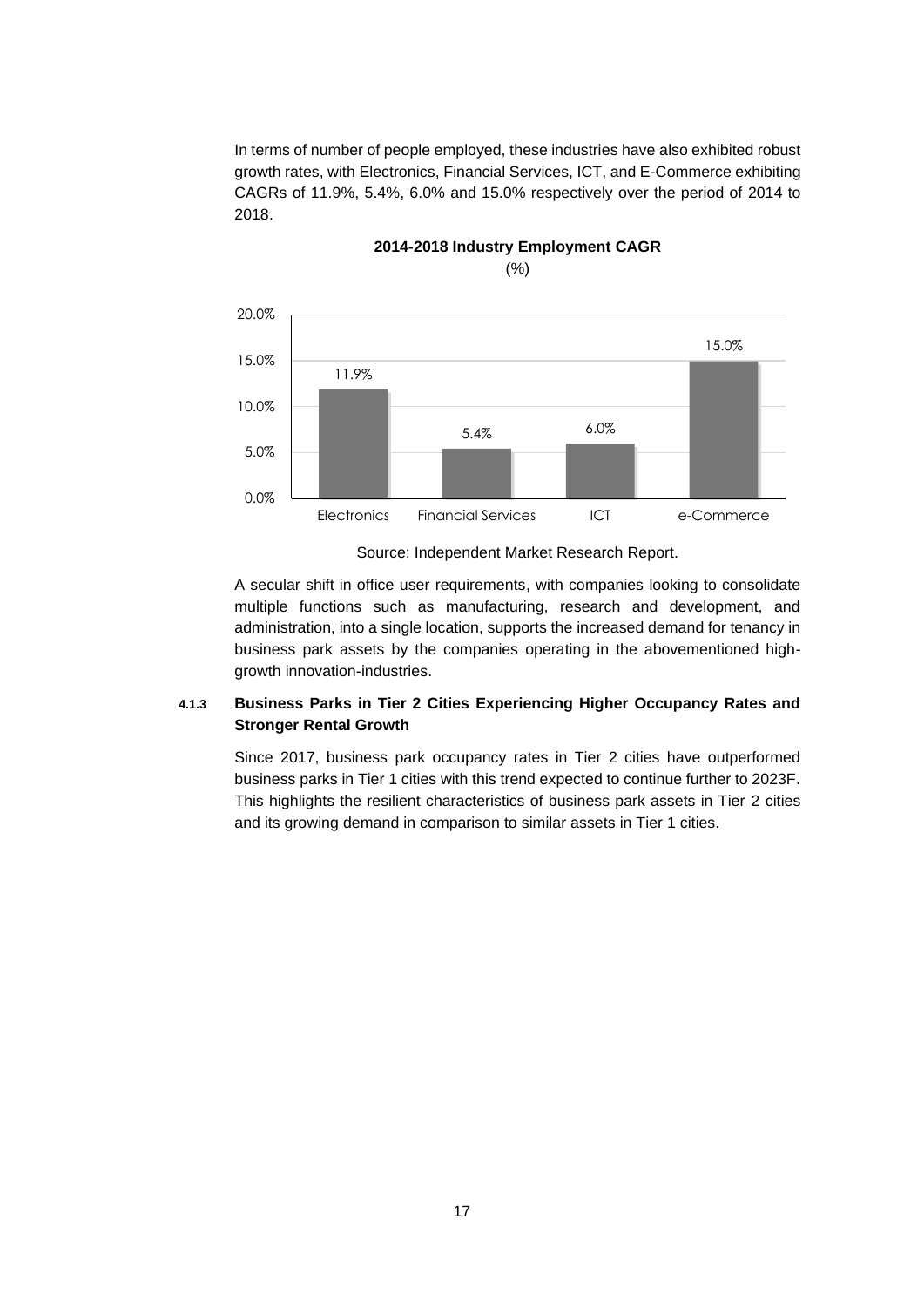In terms of number of people employed, these industries have also exhibited robust growth rates, with Electronics, Financial Services, ICT, and E-Commerce exhibiting CAGRs of 11.9%, 5.4%, 6.0% and 15.0% respectively over the period of 2014 to 2018.

**2014-2018 Industry Employment CAGR**

(%)

| Industry | CAGR |
| --- | --- |
| Electronics | 11.9% |
| Financial Services | 5.4% |
| ICT | 6.0% |
| e-Commerce | 15.0% |

Source: Independent Market Research Report.

A secular shift in office user requirements, with companies looking to consolidate multiple functions such as manufacturing, research and development, and administration, into a single location, supports the increased demand for tenancy in business park assets by the companies operating in the abovementioned high-growth innovation-industries.

#### 4.1.3 Business Parks in Tier 2 Cities Experiencing Higher Occupancy Rates and Stronger Rental Growth

Since 2017, business park occupancy rates in Tier 2 cities have outperformed business parks in Tier 1 cities with this trend expected to continue further to 2023F. This highlights the resilient characteristics of business park assets in Tier 2 cities and its growing demand in comparison to similar assets in Tier 1 cities.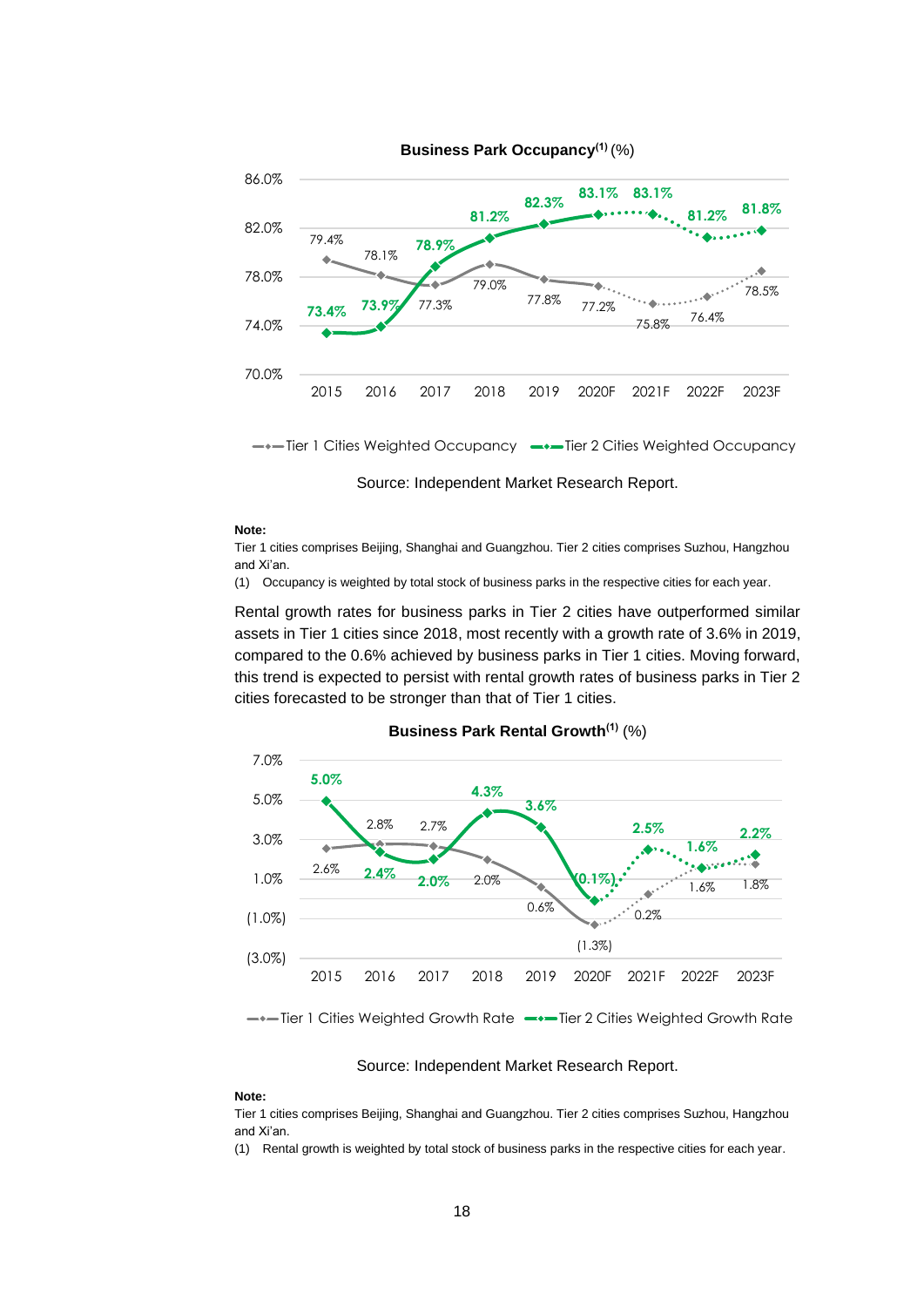**Business Park Occupancy**[(1)] (%)

| | 2015 | 2016 | 2017 | 2018 | 2019 | 2020F | 2021F | 2022F | 2023F |
|---|---|---|---|---|---|---|---|---|---|
| Tier 1 Cities Weighted Occupancy | 79.4% | 78.1% | 77.3% | 79.0% | 77.8% | 77.2% | 75.8% | 76.4% | 78.5% |
| Tier 2 Cities Weighted Occupancy | 73.4% | 73.9% | 78.9% | 81.2% | 82.3% | 83.1% | 83.1% | 81.2% | 81.8% |

Source: Independent Market Research Report.

**Note:**

Tier 1 cities comprises Beijing, Shanghai and Guangzhou. Tier 2 cities comprises Suzhou, Hangzhou and Xi'an.

(1) Occupancy is weighted by total stock of business parks in the respective cities for each year.

Rental growth rates for business parks in Tier 2 cities have outperformed similar assets in Tier 1 cities since 2018, most recently with a growth rate of 3.6% in 2019, compared to the 0.6% achieved by business parks in Tier 1 cities. Moving forward, this trend is expected to persist with rental growth rates of business parks in Tier 2 cities forecasted to be stronger than that of Tier 1 cities.

**Business Park Rental Growth**[(1)] (%)

| | 2015 | 2016 | 2017 | 2018 | 2019 | 2020F | 2021F | 2022F | 2023F |
|---|---|---|---|---|---|---|---|---|---|
| Tier 1 Cities Weighted Growth Rate | 2.6% | 2.8% | 2.7% | 2.0% | 0.6% | (1.3%) | 0.2% | 1.6% | 1.8% |
| Tier 2 Cities Weighted Growth Rate | 5.0% | 2.4% | 2.0% | 4.3% | 3.6% | (0.1%) | 2.5% | 1.6% | 2.2% |

Source: Independent Market Research Report.

**Note:**

Tier 1 cities comprises Beijing, Shanghai and Guangzhou. Tier 2 cities comprises Suzhou, Hangzhou and Xi'an.

(1) Rental growth is weighted by total stock of business parks in the respective cities for each year.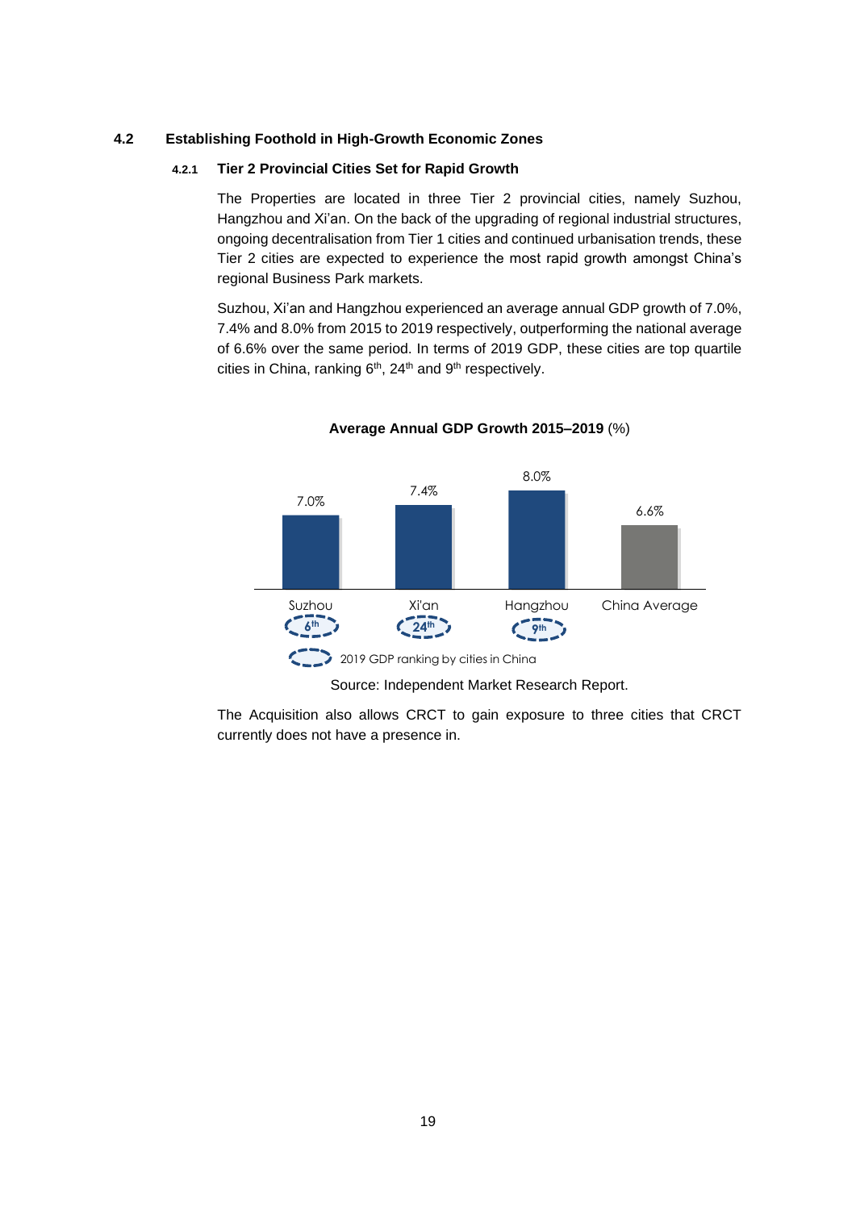### 4.2 Establishing Foothold in High-Growth Economic Zones

#### 4.2.1 Tier 2 Provincial Cities Set for Rapid Growth

The Properties are located in three Tier 2 provincial cities, namely Suzhou, Hangzhou and Xi'an. On the back of the upgrading of regional industrial structures, ongoing decentralisation from Tier 1 cities and continued urbanisation trends, these Tier 2 cities are expected to experience the most rapid growth amongst China's regional Business Park markets.

Suzhou, Xi'an and Hangzhou experienced an average annual GDP growth of 7.0%, 7.4% and 8.0% from 2015 to 2019 respectively, outperforming the national average of 6.6% over the same period. In terms of 2019 GDP, these cities are top quartile cities in China, ranking 6th, 24th and 9th respectively.

**Average Annual GDP Growth 2015–2019** (%)

| | Suzhou | Xi'an | Hangzhou | China Average |
|---|---|---|---|---|
| Average Annual GDP Growth 2015–2019 | 7.0% | 7.4% | 8.0% | 6.6% |
| 2019 GDP ranking by cities in China | 6th | 24th | 9th | |

Source: Independent Market Research Report.

The Acquisition also allows CRCT to gain exposure to three cities that CRCT currently does not have a presence in.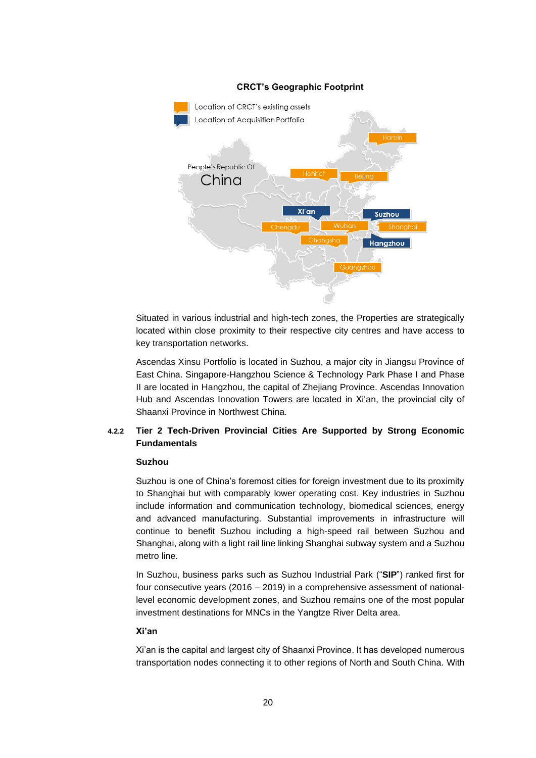**CRCT's Geographic Footprint**

Location of CRCT's existing assets
Location of Acquisition Portfolio

People's Republic Of China

Harbin, Hohhot, Beijing, Xi'an, Suzhou, Chengdu, Wuhan, Shanghai, Changsha, Hangzhou, Guangzhou

Situated in various industrial and high-tech zones, the Properties are strategically located within close proximity to their respective city centres and have access to key transportation networks.

Ascendas Xinsu Portfolio is located in Suzhou, a major city in Jiangsu Province of East China. Singapore-Hangzhou Science & Technology Park Phase I and Phase II are located in Hangzhou, the capital of Zhejiang Province. Ascendas Innovation Hub and Ascendas Innovation Towers are located in Xi'an, the provincial city of Shaanxi Province in Northwest China.

### 4.2.2 Tier 2 Tech-Driven Provincial Cities Are Supported by Strong Economic Fundamentals

**Suzhou**

Suzhou is one of China's foremost cities for foreign investment due to its proximity to Shanghai but with comparably lower operating cost. Key industries in Suzhou include information and communication technology, biomedical sciences, energy and advanced manufacturing. Substantial improvements in infrastructure will continue to benefit Suzhou including a high-speed rail between Suzhou and Shanghai, along with a light rail line linking Shanghai subway system and a Suzhou metro line.

In Suzhou, business parks such as Suzhou Industrial Park ("**SIP**") ranked first for four consecutive years (2016 – 2019) in a comprehensive assessment of national-level economic development zones, and Suzhou remains one of the most popular investment destinations for MNCs in the Yangtze River Delta area.

**Xi'an**

Xi'an is the capital and largest city of Shaanxi Province. It has developed numerous transportation nodes connecting it to other regions of North and South China. With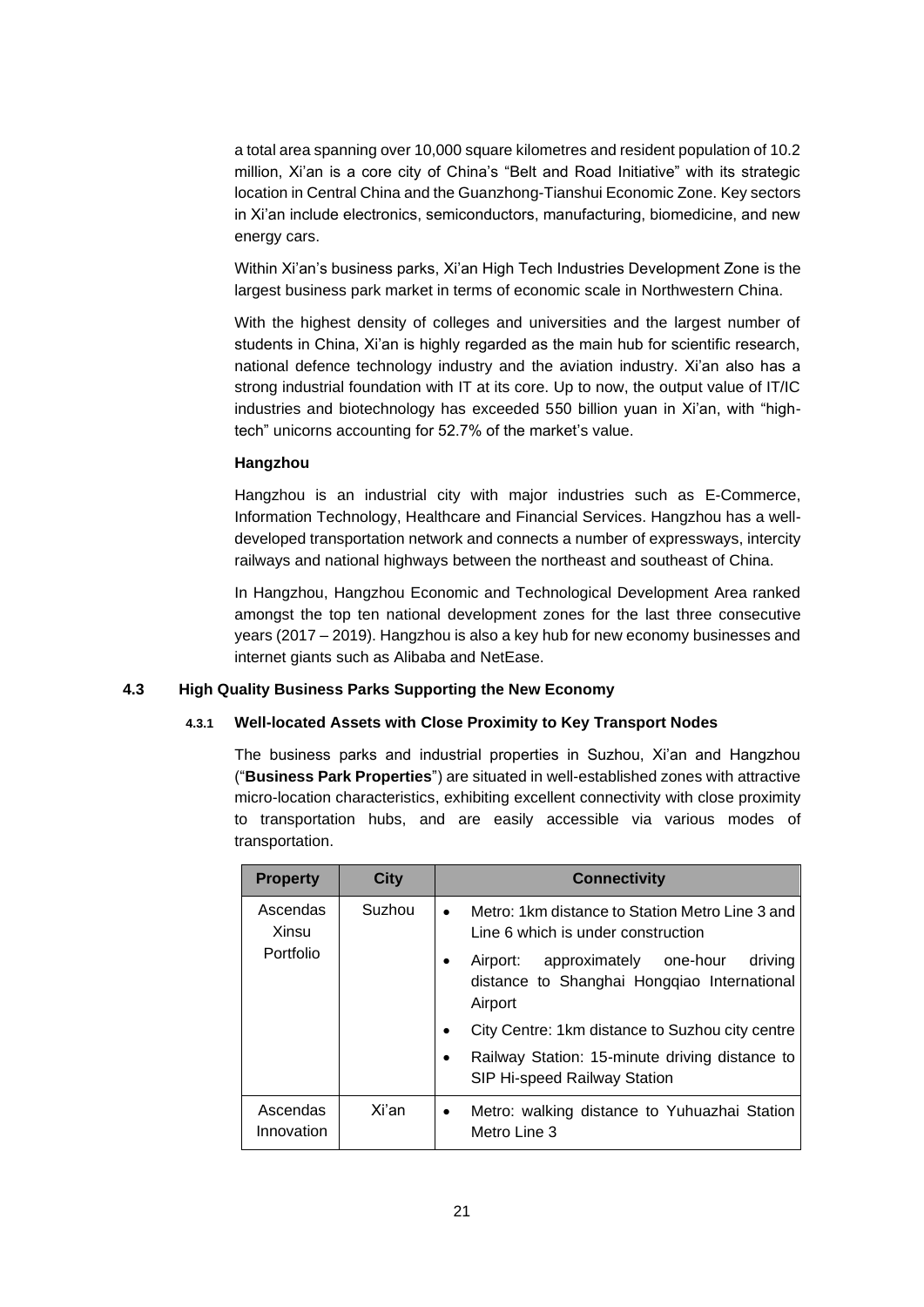a total area spanning over 10,000 square kilometres and resident population of 10.2 million, Xi'an is a core city of China's "Belt and Road Initiative" with its strategic location in Central China and the Guanzhong-Tianshui Economic Zone. Key sectors in Xi'an include electronics, semiconductors, manufacturing, biomedicine, and new energy cars.

Within Xi'an's business parks, Xi'an High Tech Industries Development Zone is the largest business park market in terms of economic scale in Northwestern China.

With the highest density of colleges and universities and the largest number of students in China, Xi'an is highly regarded as the main hub for scientific research, national defence technology industry and the aviation industry. Xi'an also has a strong industrial foundation with IT at its core. Up to now, the output value of IT/IC industries and biotechnology has exceeded 550 billion yuan in Xi'an, with "high-tech" unicorns accounting for 52.7% of the market's value.

**Hangzhou**

Hangzhou is an industrial city with major industries such as E-Commerce, Information Technology, Healthcare and Financial Services. Hangzhou has a well-developed transportation network and connects a number of expressways, intercity railways and national highways between the northeast and southeast of China.

In Hangzhou, Hangzhou Economic and Technological Development Area ranked amongst the top ten national development zones for the last three consecutive years (2017 – 2019). Hangzhou is also a key hub for new economy businesses and internet giants such as Alibaba and NetEase.

### 4.3 High Quality Business Parks Supporting the New Economy

#### 4.3.1 Well-located Assets with Close Proximity to Key Transport Nodes

The business parks and industrial properties in Suzhou, Xi'an and Hangzhou ("**Business Park Properties**") are situated in well-established zones with attractive micro-location characteristics, exhibiting excellent connectivity with close proximity to transportation hubs, and are easily accessible via various modes of transportation.

| Property | City | Connectivity |
|---|---|---|
| Ascendas Xinsu Portfolio | Suzhou | • Metro: 1km distance to Station Metro Line 3 and Line 6 which is under construction<br>• Airport: approximately one-hour driving distance to Shanghai Hongqiao International Airport<br>• City Centre: 1km distance to Suzhou city centre<br>• Railway Station: 15-minute driving distance to SIP Hi-speed Railway Station |
| Ascendas Innovation | Xi'an | • Metro: walking distance to Yuhuazhai Station Metro Line 3 |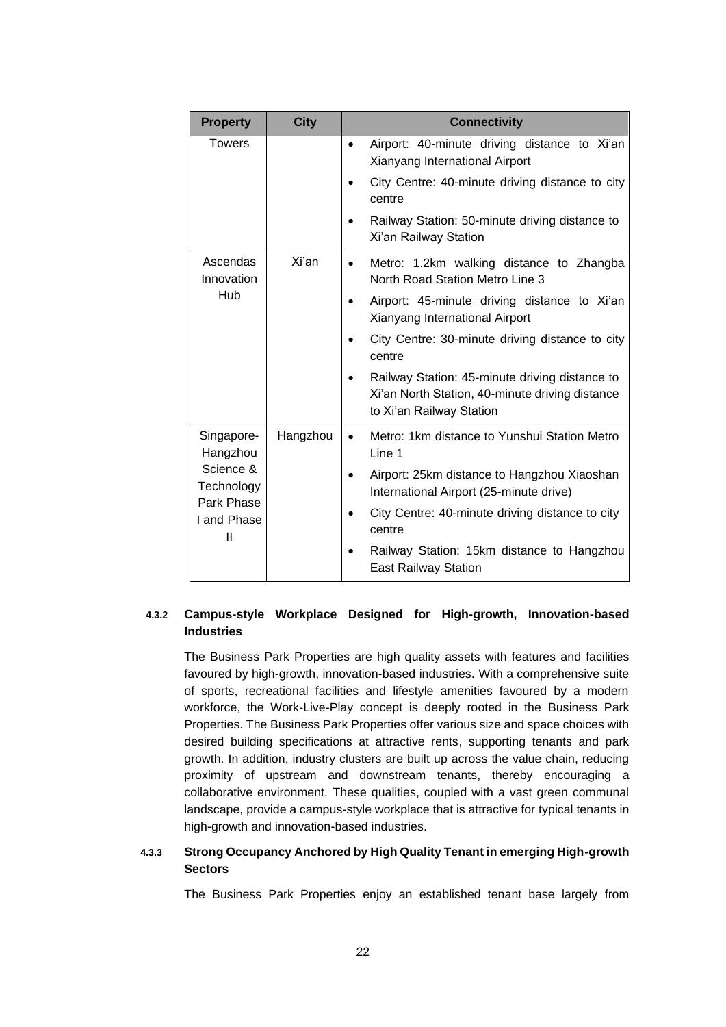| Property | City | Connectivity |
|---|---|---|
| Towers | | • Airport: 40-minute driving distance to Xi'an Xianyang International Airport<br>• City Centre: 40-minute driving distance to city centre<br>• Railway Station: 50-minute driving distance to Xi'an Railway Station |
| Ascendas Innovation Hub | Xi'an | • Metro: 1.2km walking distance to Zhangba North Road Station Metro Line 3<br>• Airport: 45-minute driving distance to Xi'an Xianyang International Airport<br>• City Centre: 30-minute driving distance to city centre<br>• Railway Station: 45-minute driving distance to Xi'an North Station, 40-minute driving distance to Xi'an Railway Station |
| Singapore-Hangzhou Science & Technology Park Phase I and Phase II | Hangzhou | • Metro: 1km distance to Yunshui Station Metro Line 1<br>• Airport: 25km distance to Hangzhou Xiaoshan International Airport (25-minute drive)<br>• City Centre: 40-minute driving distance to city centre<br>• Railway Station: 15km distance to Hangzhou East Railway Station |

#### 4.3.2 Campus-style Workplace Designed for High-growth, Innovation-based Industries

The Business Park Properties are high quality assets with features and facilities favoured by high-growth, innovation-based industries. With a comprehensive suite of sports, recreational facilities and lifestyle amenities favoured by a modern workforce, the Work-Live-Play concept is deeply rooted in the Business Park Properties. The Business Park Properties offer various size and space choices with desired building specifications at attractive rents, supporting tenants and park growth. In addition, industry clusters are built up across the value chain, reducing proximity of upstream and downstream tenants, thereby encouraging a collaborative environment. These qualities, coupled with a vast green communal landscape, provide a campus-style workplace that is attractive for typical tenants in high-growth and innovation-based industries.

#### 4.3.3 Strong Occupancy Anchored by High Quality Tenant in emerging High-growth Sectors

The Business Park Properties enjoy an established tenant base largely from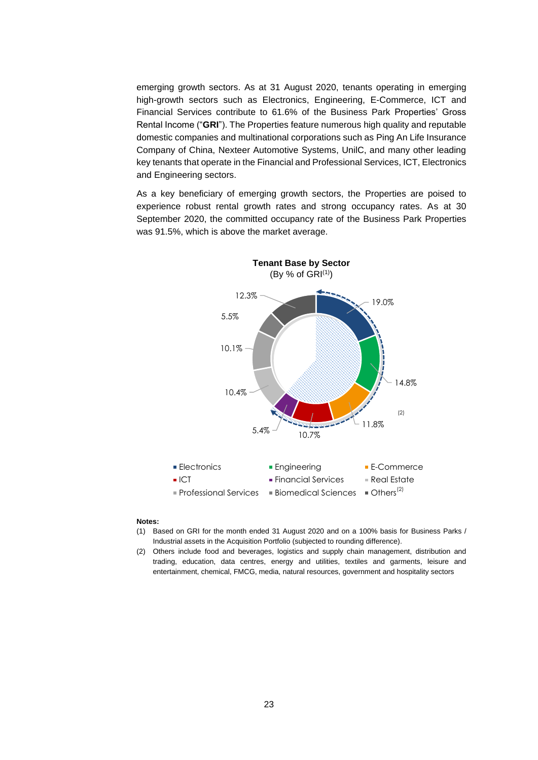emerging growth sectors. As at 31 August 2020, tenants operating in emerging high-growth sectors such as Electronics, Engineering, E-Commerce, ICT and Financial Services contribute to 61.6% of the Business Park Properties' Gross Rental Income ("**GRI**"). The Properties feature numerous high quality and reputable domestic companies and multinational corporations such as Ping An Life Insurance Company of China, Nexteer Automotive Systems, UnilC, and many other leading key tenants that operate in the Financial and Professional Services, ICT, Electronics and Engineering sectors.

As a key beneficiary of emerging growth sectors, the Properties are poised to experience robust rental growth rates and strong occupancy rates. As at 30 September 2020, the committed occupancy rate of the Business Park Properties was 91.5%, which is above the market average.

**Tenant Base by Sector**
(By % of GRI(1))

| Sector | % of GRI |
|---|---|
| Electronics | 19.0% |
| Engineering | 14.8% |
| E-Commerce | 11.8% |
| ICT | 10.7% |
| Financial Services | 5.4% |
| Real Estate | 10.4% |
| Professional Services | 10.1% |
| Biomedical Sciences | 5.5% |
| Others(2) | 12.3% |

**Notes:**

(1) Based on GRI for the month ended 31 August 2020 and on a 100% basis for Business Parks / Industrial assets in the Acquisition Portfolio (subjected to rounding difference).

(2) Others include food and beverages, logistics and supply chain management, distribution and trading, education, data centres, energy and utilities, textiles and garments, leisure and entertainment, chemical, FMCG, media, natural resources, government and hospitality sectors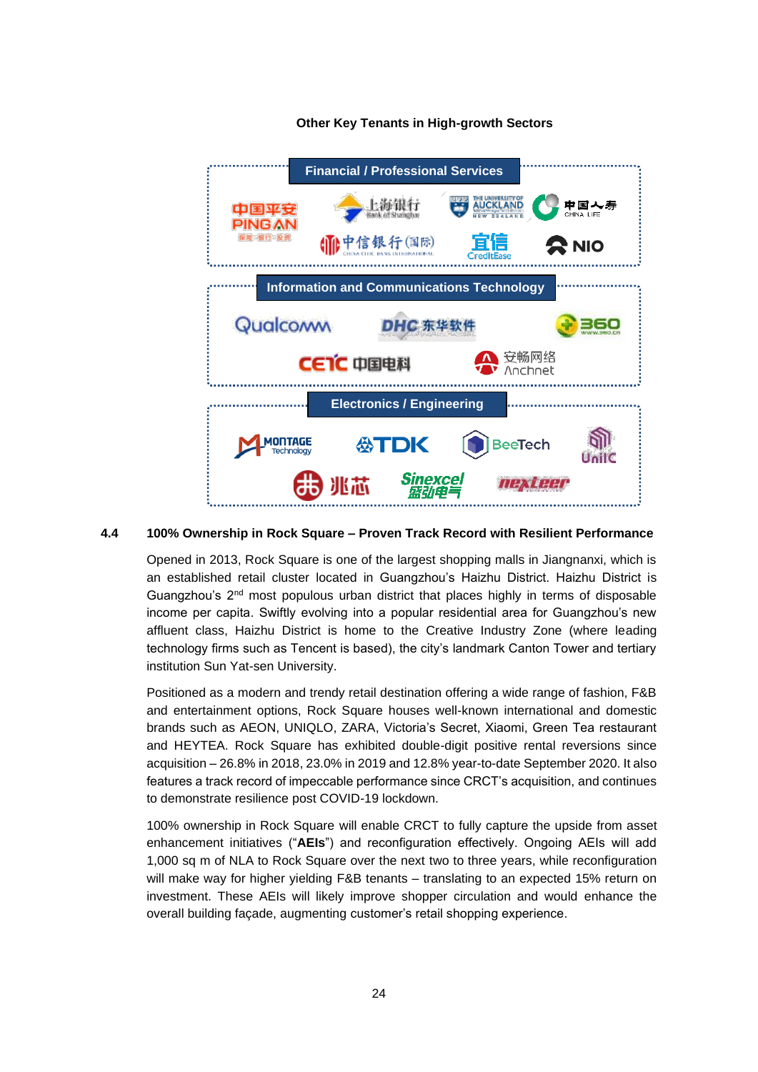**Other Key Tenants in High-growth Sectors**

**Financial / Professional Services**

**Information and Communications Technology**

**Electronics / Engineering**

## 4.4 100% Ownership in Rock Square – Proven Track Record with Resilient Performance

Opened in 2013, Rock Square is one of the largest shopping malls in Jiangnanxi, which is an established retail cluster located in Guangzhou's Haizhu District. Haizhu District is Guangzhou's 2nd most populous urban district that places highly in terms of disposable income per capita. Swiftly evolving into a popular residential area for Guangzhou's new affluent class, Haizhu District is home to the Creative Industry Zone (where leading technology firms such as Tencent is based), the city's landmark Canton Tower and tertiary institution Sun Yat-sen University.

Positioned as a modern and trendy retail destination offering a wide range of fashion, F&B and entertainment options, Rock Square houses well-known international and domestic brands such as AEON, UNIQLO, ZARA, Victoria's Secret, Xiaomi, Green Tea restaurant and HEYTEA. Rock Square has exhibited double-digit positive rental reversions since acquisition – 26.8% in 2018, 23.0% in 2019 and 12.8% year-to-date September 2020. It also features a track record of impeccable performance since CRCT's acquisition, and continues to demonstrate resilience post COVID-19 lockdown.

100% ownership in Rock Square will enable CRCT to fully capture the upside from asset enhancement initiatives ("**AEIs**") and reconfiguration effectively. Ongoing AEIs will add 1,000 sq m of NLA to Rock Square over the next two to three years, while reconfiguration will make way for higher yielding F&B tenants – translating to an expected 15% return on investment. These AEIs will likely improve shopper circulation and would enhance the overall building façade, augmenting customer's retail shopping experience.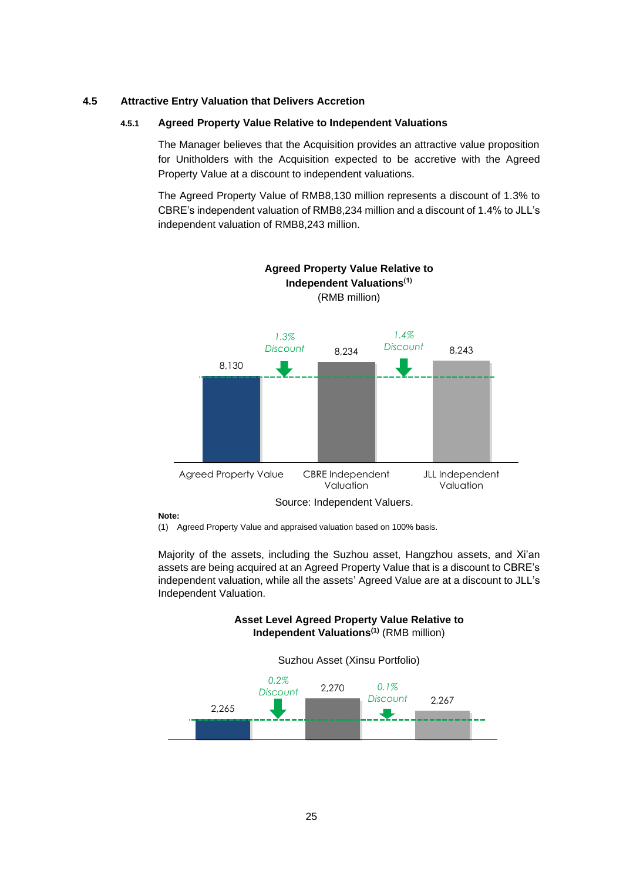### 4.5 Attractive Entry Valuation that Delivers Accretion

#### 4.5.1 Agreed Property Value Relative to Independent Valuations

The Manager believes that the Acquisition provides an attractive value proposition for Unitholders with the Acquisition expected to be accretive with the Agreed Property Value at a discount to independent valuations.

The Agreed Property Value of RMB8,130 million represents a discount of 1.3% to CBRE's independent valuation of RMB8,234 million and a discount of 1.4% to JLL's independent valuation of RMB8,243 million.

**Agreed Property Value Relative to Independent Valuations[(1)]**
(RMB million)

| | Agreed Property Value | CBRE Independent Valuation | JLL Independent Valuation |
|---|---|---|---|
| Value | 8,130 | 8,234 | 8,243 |
| Discount of Agreed Property Value | | *1.3% Discount* | *1.4% Discount* |

Source: Independent Valuers.

**Note:**

(1) Agreed Property Value and appraised valuation based on 100% basis.

Majority of the assets, including the Suzhou asset, Hangzhou assets, and Xi'an assets are being acquired at an Agreed Property Value that is a discount to CBRE's independent valuation, while all the assets' Agreed Value are at a discount to JLL's Independent Valuation.

**Asset Level Agreed Property Value Relative to Independent Valuations[(1)]** (RMB million)

Suzhou Asset (Xinsu Portfolio)

| | Agreed Property Value | CBRE Independent Valuation | JLL Independent Valuation |
|---|---|---|---|
| Value | 2,265 | 2,270 | 2,267 |
| Discount of Agreed Property Value | | *0.2% Discount* | *0.1% Discount* |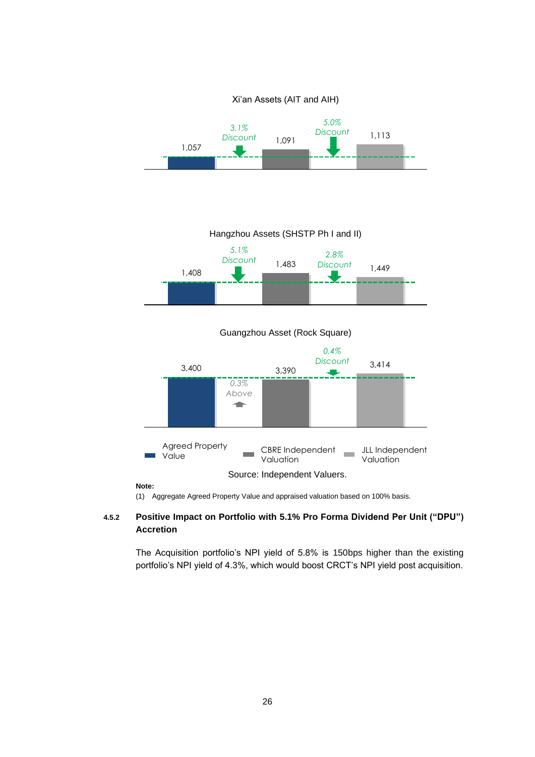### Xi'an Assets (AIT and AIH)

| Agreed Property Value | CBRE Independent Valuation | JLL Independent Valuation |
|---|---|---|
| 1,057 | 1,091 | 1,113 |
| | 3.1% Discount | 5.0% Discount |

### Hangzhou Assets (SHSTP Ph I and II)

| Agreed Property Value | CBRE Independent Valuation | JLL Independent Valuation |
|---|---|---|
| 1,408 | 1,483 | 1,449 |
| | 5.1% Discount | 2.8% Discount |

### Guangzhou Asset (Rock Square)

| Agreed Property Value | CBRE Independent Valuation | JLL Independent Valuation |
|---|---|---|
| 3,400 | 3,390 | 3,414 |
| | 0.3% Above | 0.4% Discount |

Source: Independent Valuers.

**Note:**

(1) Aggregate Agreed Property Value and appraised valuation based on 100% basis.

#### 4.5.2 Positive Impact on Portfolio with 5.1% Pro Forma Dividend Per Unit ("DPU") Accretion

The Acquisition portfolio's NPI yield of 5.8% is 150bps higher than the existing portfolio's NPI yield of 4.3%, which would boost CRCT's NPI yield post acquisition.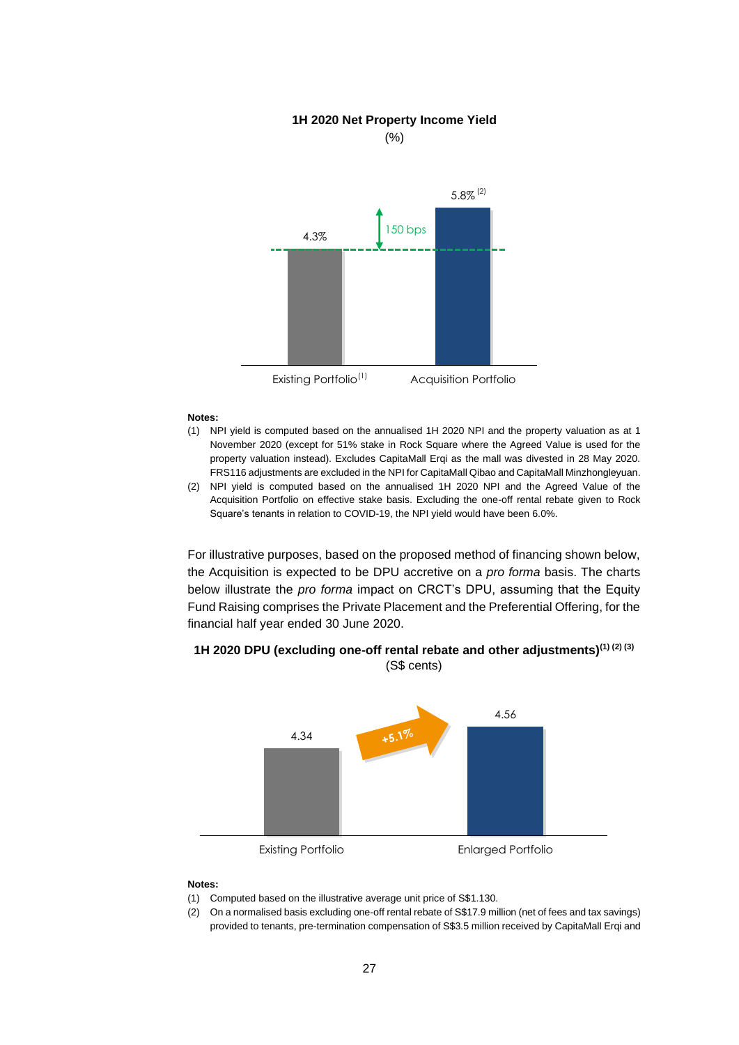**1H 2020 Net Property Income Yield**

(%)

| | Existing Portfolio[1] | Acquisition Portfolio |
|---|---|---|
| NPI Yield | 4.3% | 5.8%[2] |

150 bps

**Notes:**

(1) NPI yield is computed based on the annualised 1H 2020 NPI and the property valuation as at 1 November 2020 (except for 51% stake in Rock Square where the Agreed Value is used for the property valuation instead). Excludes CapitaMall Erqi as the mall was divested in 28 May 2020. FRS116 adjustments are excluded in the NPI for CapitaMall Qibao and CapitaMall Minzhongleyuan.

(2) NPI yield is computed based on the annualised 1H 2020 NPI and the Agreed Value of the Acquisition Portfolio on effective stake basis. Excluding the one-off rental rebate given to Rock Square's tenants in relation to COVID-19, the NPI yield would have been 6.0%.

For illustrative purposes, based on the proposed method of financing shown below, the Acquisition is expected to be DPU accretive on a *pro forma* basis. The charts below illustrate the *pro forma* impact on CRCT's DPU, assuming that the Equity Fund Raising comprises the Private Placement and the Preferential Offering, for the financial half year ended 30 June 2020.

**1H 2020 DPU (excluding one-off rental rebate and other adjustments)[(1) (2) (3)]**

(S$ cents)

| | Existing Portfolio | Enlarged Portfolio |
|---|---|---|
| DPU | 4.34 | 4.56 |

+5.1%

**Notes:**

(1) Computed based on the illustrative average unit price of S$1.130.

(2) On a normalised basis excluding one-off rental rebate of S$17.9 million (net of fees and tax savings) provided to tenants, pre-termination compensation of S$3.5 million received by CapitaMall Erqi and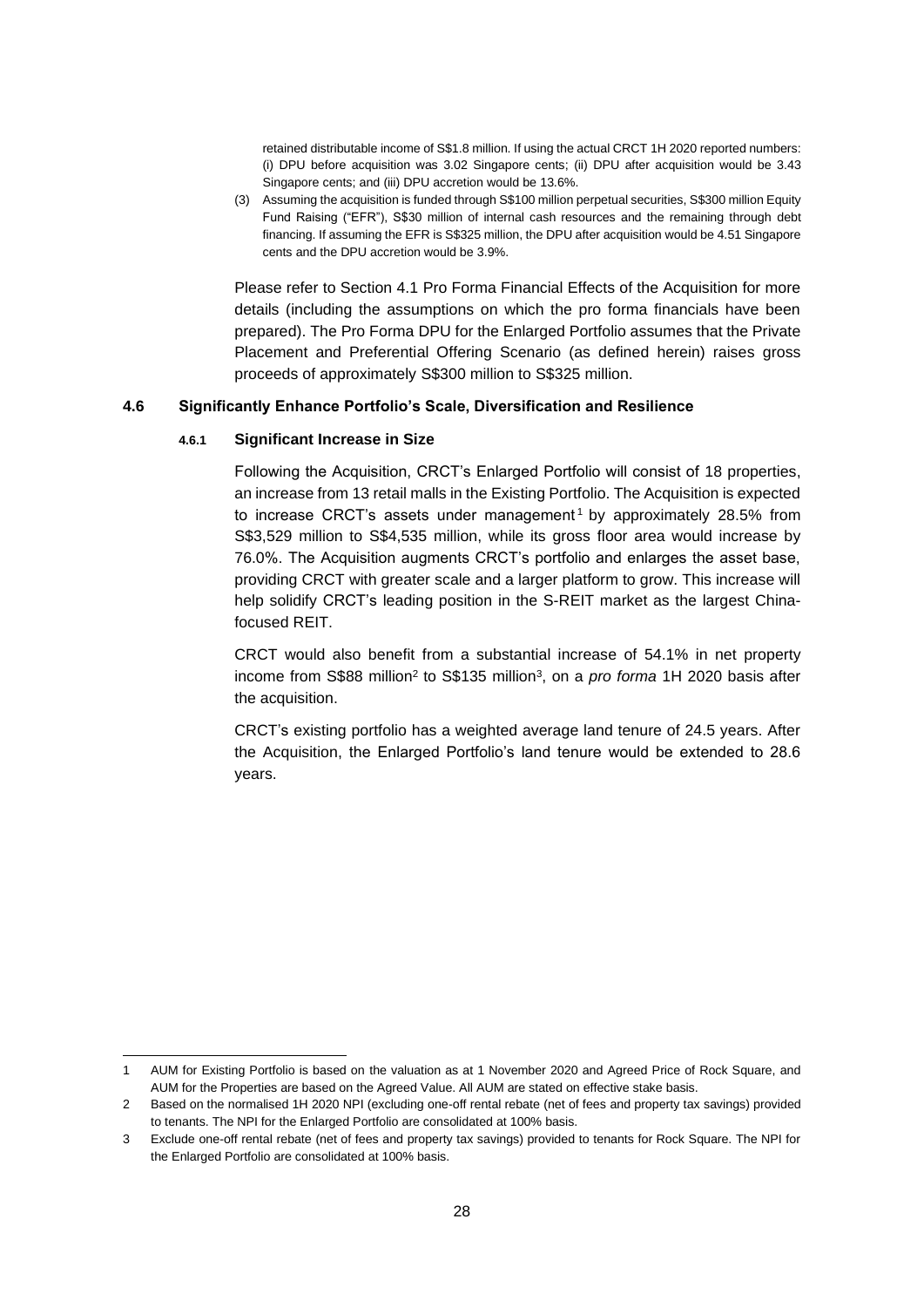retained distributable income of S$1.8 million. If using the actual CRCT 1H 2020 reported numbers: (i) DPU before acquisition was 3.02 Singapore cents; (ii) DPU after acquisition would be 3.43 Singapore cents; and (iii) DPU accretion would be 13.6%.

(3) Assuming the acquisition is funded through S$100 million perpetual securities, S$300 million Equity Fund Raising ("EFR"), S$30 million of internal cash resources and the remaining through debt financing. If assuming the EFR is S$325 million, the DPU after acquisition would be 4.51 Singapore cents and the DPU accretion would be 3.9%.

Please refer to Section 4.1 Pro Forma Financial Effects of the Acquisition for more details (including the assumptions on which the pro forma financials have been prepared). The Pro Forma DPU for the Enlarged Portfolio assumes that the Private Placement and Preferential Offering Scenario (as defined herein) raises gross proceeds of approximately S$300 million to S$325 million.

### 4.6 Significantly Enhance Portfolio's Scale, Diversification and Resilience

#### 4.6.1 Significant Increase in Size

Following the Acquisition, CRCT's Enlarged Portfolio will consist of 18 properties, an increase from 13 retail malls in the Existing Portfolio. The Acquisition is expected to increase CRCT's assets under management[1] by approximately 28.5% from S$3,529 million to S$4,535 million, while its gross floor area would increase by 76.0%. The Acquisition augments CRCT's portfolio and enlarges the asset base, providing CRCT with greater scale and a larger platform to grow. This increase will help solidify CRCT's leading position in the S-REIT market as the largest China-focused REIT.

CRCT would also benefit from a substantial increase of 54.1% in net property income from S$88 million[2] to S$135 million[3], on a *pro forma* 1H 2020 basis after the acquisition.

CRCT's existing portfolio has a weighted average land tenure of 24.5 years. After the Acquisition, the Enlarged Portfolio's land tenure would be extended to 28.6 years.

---

1 AUM for Existing Portfolio is based on the valuation as at 1 November 2020 and Agreed Price of Rock Square, and AUM for the Properties are based on the Agreed Value. All AUM are stated on effective stake basis.

2 Based on the normalised 1H 2020 NPI (excluding one-off rental rebate (net of fees and property tax savings) provided to tenants. The NPI for the Enlarged Portfolio are consolidated at 100% basis.

3 Exclude one-off rental rebate (net of fees and property tax savings) provided to tenants for Rock Square. The NPI for the Enlarged Portfolio are consolidated at 100% basis.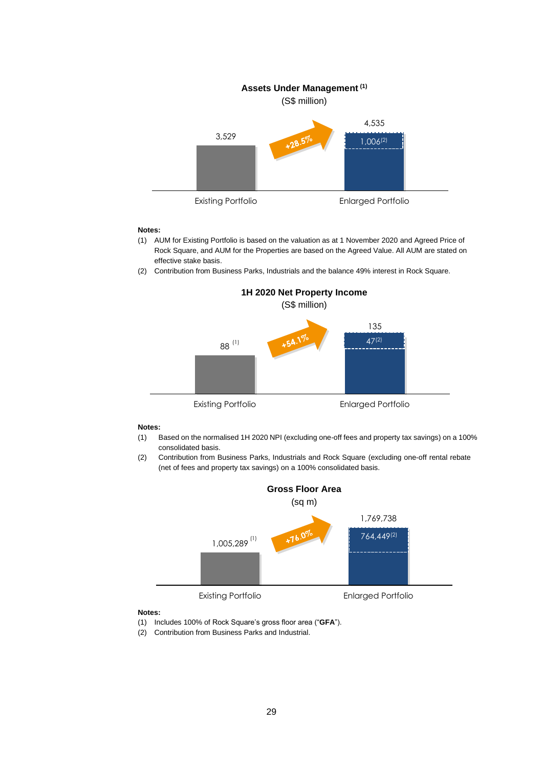**Assets Under Management [(1)]**

(S$ million)

| | Existing Portfolio | Enlarged Portfolio |
|---|---|---|
| Total | 3,529 | 4,535 |
| Contribution [(2)] | | 1,006 |
| Change | | +28.5% |

**Notes:**

(1) AUM for Existing Portfolio is based on the valuation as at 1 November 2020 and Agreed Price of Rock Square, and AUM for the Properties are based on the Agreed Value. All AUM are stated on effective stake basis.

(2) Contribution from Business Parks, Industrials and the balance 49% interest in Rock Square.

**1H 2020 Net Property Income**

(S$ million)

| | Existing Portfolio | Enlarged Portfolio |
|---|---|---|
| Total | 88 [(1)] | 135 |
| Contribution [(2)] | | 47 |
| Change | | +54.1% |

**Notes:**

(1) Based on the normalised 1H 2020 NPI (excluding one-off fees and property tax savings) on a 100% consolidated basis.

(2) Contribution from Business Parks, Industrials and Rock Square (excluding one-off rental rebate (net of fees and property tax savings) on a 100% consolidated basis.

**Gross Floor Area**

(sq m)

| | Existing Portfolio | Enlarged Portfolio |
|---|---|---|
| Total | 1,005,289 [(1)] | 1,769,738 |
| Contribution [(2)] | | 764,449 |
| Change | | +76.0% |

**Notes:**

(1) Includes 100% of Rock Square's gross floor area ("**GFA**").

(2) Contribution from Business Parks and Industrial.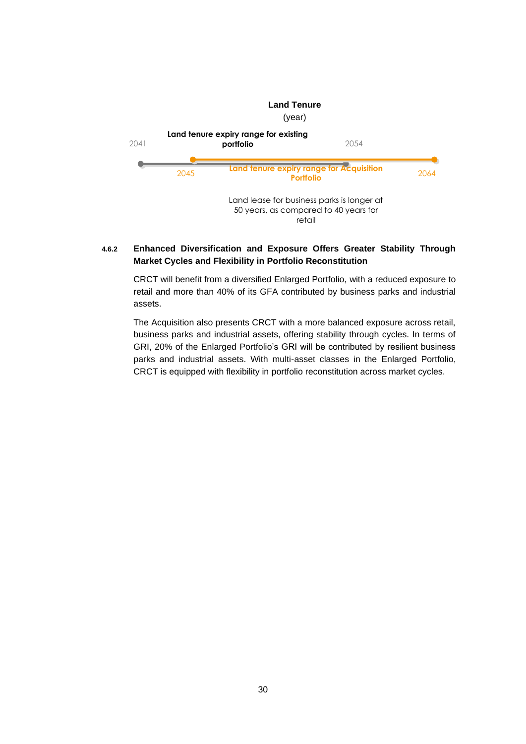**Land Tenure**
(year)

Land tenure expiry range for existing portfolio: 2041 – 2054

Land tenure expiry range for Acquisition Portfolio: 2045 – 2064

Land lease for business parks is longer at 50 years, as compared to 40 years for retail

#### 4.6.2 Enhanced Diversification and Exposure Offers Greater Stability Through Market Cycles and Flexibility in Portfolio Reconstitution

CRCT will benefit from a diversified Enlarged Portfolio, with a reduced exposure to retail and more than 40% of its GFA contributed by business parks and industrial assets.

The Acquisition also presents CRCT with a more balanced exposure across retail, business parks and industrial assets, offering stability through cycles. In terms of GRI, 20% of the Enlarged Portfolio's GRI will be contributed by resilient business parks and industrial assets. With multi-asset classes in the Enlarged Portfolio, CRCT is equipped with flexibility in portfolio reconstitution across market cycles.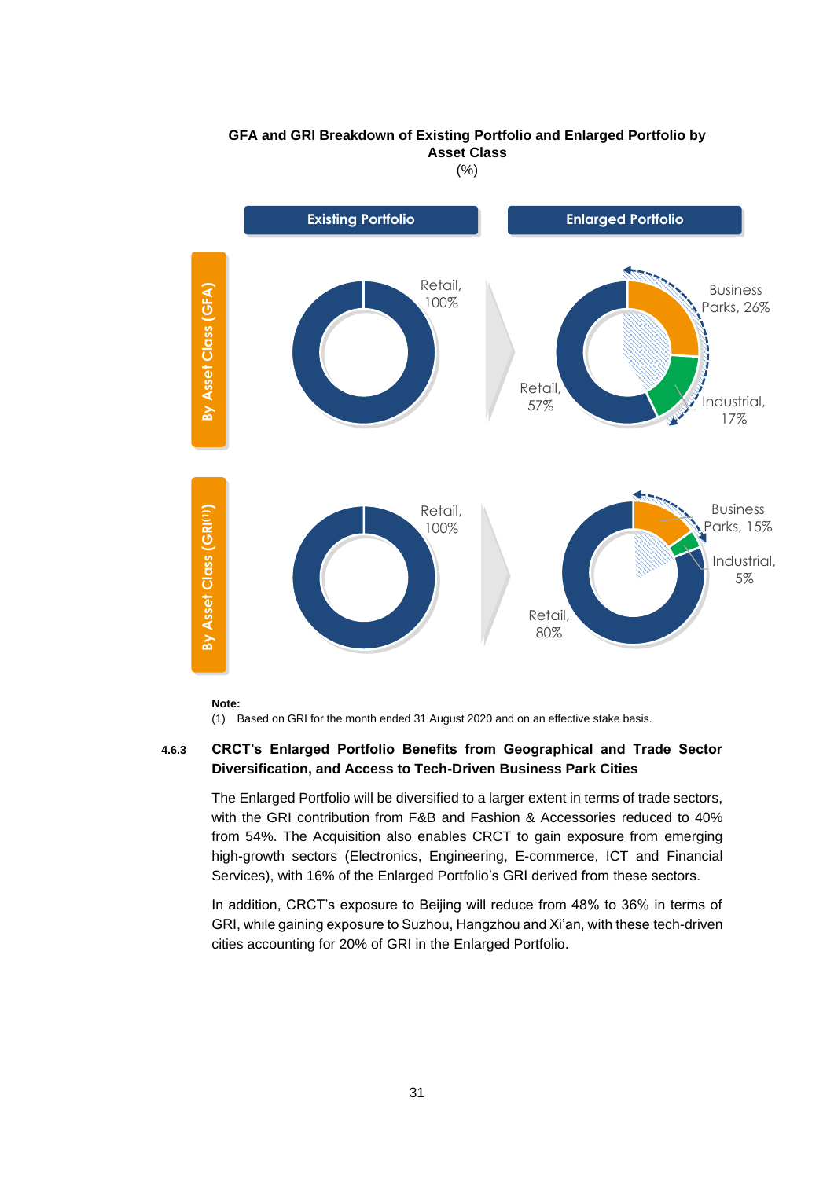**GFA and GRI Breakdown of Existing Portfolio and Enlarged Portfolio by Asset Class**

(%)

| | Existing Portfolio | Enlarged Portfolio |
|---|---|---|
| By Asset Class (GFA) | Retail, 100% | Retail, 57%; Business Parks, 26%; Industrial, 17% |
| By Asset Class (GRI[1]) | Retail, 100% | Retail, 80%; Business Parks, 15%; Industrial, 5% |

**Note:**

(1) Based on GRI for the month ended 31 August 2020 and on an effective stake basis.

#### 4.6.3 CRCT's Enlarged Portfolio Benefits from Geographical and Trade Sector Diversification, and Access to Tech-Driven Business Park Cities

The Enlarged Portfolio will be diversified to a larger extent in terms of trade sectors, with the GRI contribution from F&B and Fashion & Accessories reduced to 40% from 54%. The Acquisition also enables CRCT to gain exposure from emerging high-growth sectors (Electronics, Engineering, E-commerce, ICT and Financial Services), with 16% of the Enlarged Portfolio's GRI derived from these sectors.

In addition, CRCT's exposure to Beijing will reduce from 48% to 36% in terms of GRI, while gaining exposure to Suzhou, Hangzhou and Xi'an, with these tech-driven cities accounting for 20% of GRI in the Enlarged Portfolio.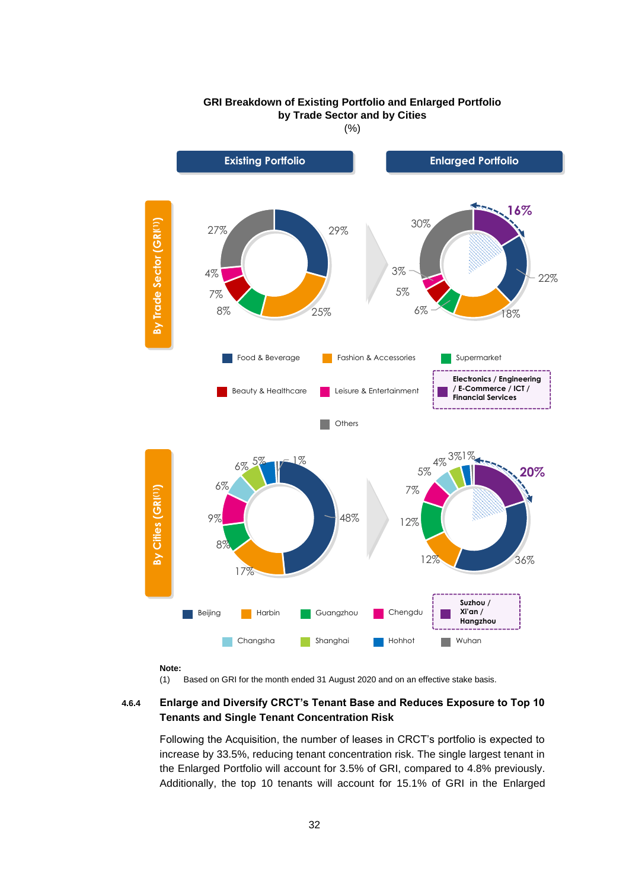**GRI Breakdown of Existing Portfolio and Enlarged Portfolio by Trade Sector and by Cities**
(%)

**By Trade Sector (GRI[1])**

| Trade Sector | Existing Portfolio | Enlarged Portfolio |
|---|---|---|
| Food & Beverage | 29% | 22% |
| Fashion & Accessories | 25% | 18% |
| Supermarket | 8% | 6% |
| Beauty & Healthcare | 7% | 5% |
| Leisure & Entertainment | 4% | 3% |
| Electronics / Engineering / E-Commerce / ICT / Financial Services | | 16% |
| Others | 27% | 30% |

**By Cities (GRI[1])**

| City | Existing Portfolio | Enlarged Portfolio |
|---|---|---|
| Beijing | 48% | 36% |
| Harbin | 17% | 12% |
| Guangzhou | 8% | 12% |
| Chengdu | 9% | 7% |
| Suzhou / Xi'an / Hangzhou | | 20% |
| Changsha | 6% | 5% |
| Shanghai | 6% | 4% |
| Hohhot | 5% | 3% |
| Wuhan | 1% | 1% |

**Note:**

(1) Based on GRI for the month ended 31 August 2020 and on an effective stake basis.

### 4.6.4 Enlarge and Diversify CRCT's Tenant Base and Reduces Exposure to Top 10 Tenants and Single Tenant Concentration Risk

Following the Acquisition, the number of leases in CRCT's portfolio is expected to increase by 33.5%, reducing tenant concentration risk. The single largest tenant in the Enlarged Portfolio will account for 3.5% of GRI, compared to 4.8% previously. Additionally, the top 10 tenants will account for 15.1% of GRI in the Enlarged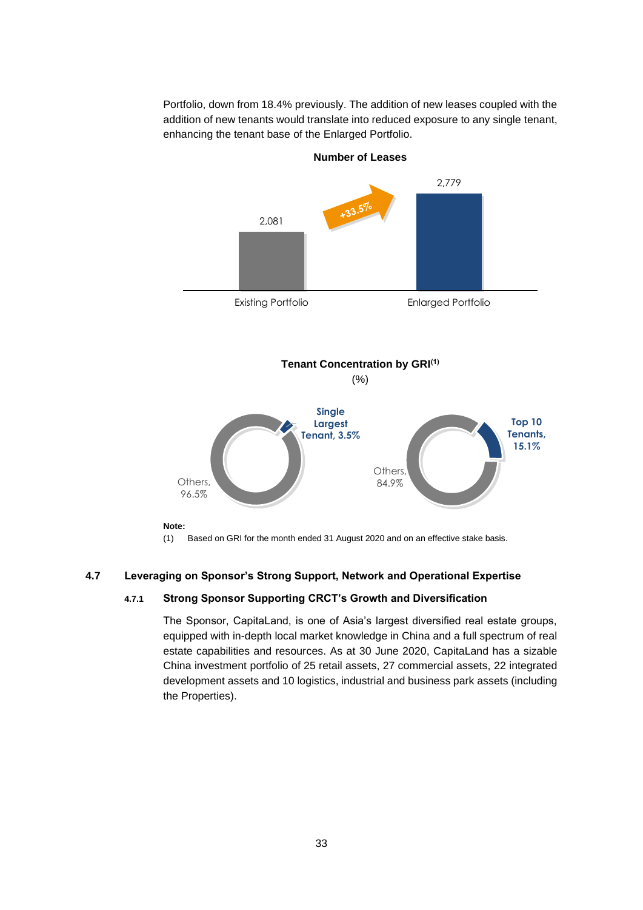Portfolio, down from 18.4% previously. The addition of new leases coupled with the addition of new tenants would translate into reduced exposure to any single tenant, enhancing the tenant base of the Enlarged Portfolio.

**Number of Leases**

| | Number of Leases |
|---|---|
| Existing Portfolio | 2,081 |
| Enlarged Portfolio | 2,779 |

+33.5%

**Tenant Concentration by GRI[(1)]**

(%)

| | % |
|---|---|
| Single Largest Tenant | 3.5% |
| Others | 96.5% |

| | % |
|---|---|
| Top 10 Tenants | 15.1% |
| Others | 84.9% |

**Note:**

(1) Based on GRI for the month ended 31 August 2020 and on an effective stake basis.

### 4.7 Leveraging on Sponsor's Strong Support, Network and Operational Expertise

#### 4.7.1 Strong Sponsor Supporting CRCT's Growth and Diversification

The Sponsor, CapitaLand, is one of Asia's largest diversified real estate groups, equipped with in-depth local market knowledge in China and a full spectrum of real estate capabilities and resources. As at 30 June 2020, CapitaLand has a sizable China investment portfolio of 25 retail assets, 27 commercial assets, 22 integrated development assets and 10 logistics, industrial and business park assets (including the Properties).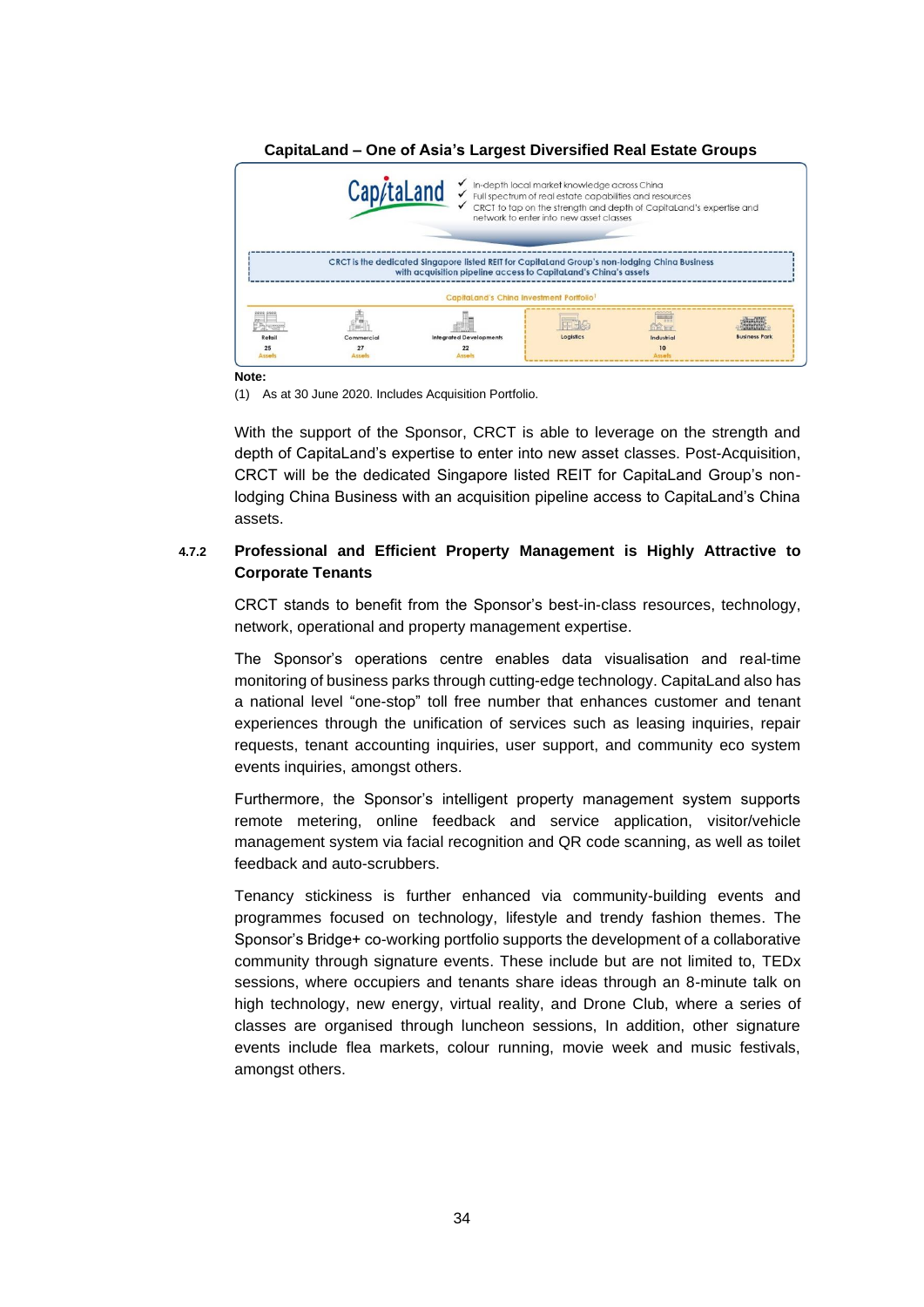**CapitaLand – One of Asia's Largest Diversified Real Estate Groups**

CapitaLand

- ✓ In-depth local market knowledge across China
- ✓ Full spectrum of real estate capabilities and resources
- ✓ CRCT to tap on the strength and depth of CapitaLand's expertise and network to enter into new asset classes

CRCT is the dedicated Singapore listed REIT for CapitaLand Group's non-lodging China Business with acquisition pipeline access to CapitaLand's China's assets

CapitaLand's China Investment Portfolio[1]

| Retail | Commercial | Integrated Developments | Logistics | Industrial | Business Park |
|---|---|---|---|---|---|
| 25 Assets | 27 Assets | 22 Assets | | 10 Assets | |

**Note:**

(1) As at 30 June 2020. Includes Acquisition Portfolio.

With the support of the Sponsor, CRCT is able to leverage on the strength and depth of CapitaLand's expertise to enter into new asset classes. Post-Acquisition, CRCT will be the dedicated Singapore listed REIT for CapitaLand Group's non-lodging China Business with an acquisition pipeline access to CapitaLand's China assets.

### 4.7.2 Professional and Efficient Property Management is Highly Attractive to Corporate Tenants

CRCT stands to benefit from the Sponsor's best-in-class resources, technology, network, operational and property management expertise.

The Sponsor's operations centre enables data visualisation and real-time monitoring of business parks through cutting-edge technology. CapitaLand also has a national level "one-stop" toll free number that enhances customer and tenant experiences through the unification of services such as leasing inquiries, repair requests, tenant accounting inquiries, user support, and community eco system events inquiries, amongst others.

Furthermore, the Sponsor's intelligent property management system supports remote metering, online feedback and service application, visitor/vehicle management system via facial recognition and QR code scanning, as well as toilet feedback and auto-scrubbers.

Tenancy stickiness is further enhanced via community-building events and programmes focused on technology, lifestyle and trendy fashion themes. The Sponsor's Bridge+ co-working portfolio supports the development of a collaborative community through signature events. These include but are not limited to, TEDx sessions, where occupiers and tenants share ideas through an 8-minute talk on high technology, new energy, virtual reality, and Drone Club, where a series of classes are organised through luncheon sessions, In addition, other signature events include flea markets, colour running, movie week and music festivals, amongst others.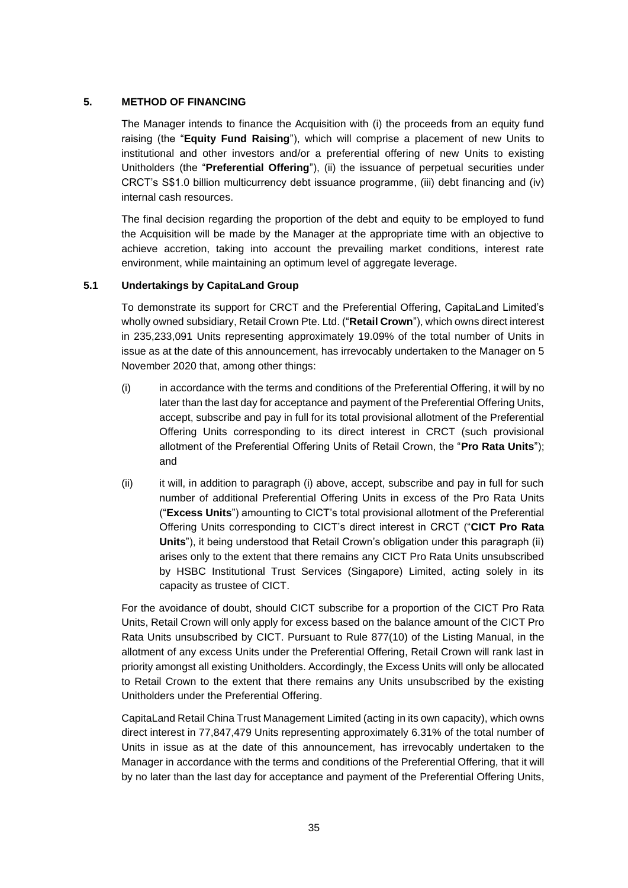## 5. METHOD OF FINANCING

The Manager intends to finance the Acquisition with (i) the proceeds from an equity fund raising (the "**Equity Fund Raising**"), which will comprise a placement of new Units to institutional and other investors and/or a preferential offering of new Units to existing Unitholders (the "**Preferential Offering**"), (ii) the issuance of perpetual securities under CRCT's S$1.0 billion multicurrency debt issuance programme, (iii) debt financing and (iv) internal cash resources.

The final decision regarding the proportion of the debt and equity to be employed to fund the Acquisition will be made by the Manager at the appropriate time with an objective to achieve accretion, taking into account the prevailing market conditions, interest rate environment, while maintaining an optimum level of aggregate leverage.

### 5.1 Undertakings by CapitaLand Group

To demonstrate its support for CRCT and the Preferential Offering, CapitaLand Limited's wholly owned subsidiary, Retail Crown Pte. Ltd. ("**Retail Crown**"), which owns direct interest in 235,233,091 Units representing approximately 19.09% of the total number of Units in issue as at the date of this announcement, has irrevocably undertaken to the Manager on 5 November 2020 that, among other things:

(i) in accordance with the terms and conditions of the Preferential Offering, it will by no later than the last day for acceptance and payment of the Preferential Offering Units, accept, subscribe and pay in full for its total provisional allotment of the Preferential Offering Units corresponding to its direct interest in CRCT (such provisional allotment of the Preferential Offering Units of Retail Crown, the "**Pro Rata Units**"); and

(ii) it will, in addition to paragraph (i) above, accept, subscribe and pay in full for such number of additional Preferential Offering Units in excess of the Pro Rata Units ("**Excess Units**") amounting to CICT's total provisional allotment of the Preferential Offering Units corresponding to CICT's direct interest in CRCT ("**CICT Pro Rata Units**"), it being understood that Retail Crown's obligation under this paragraph (ii) arises only to the extent that there remains any CICT Pro Rata Units unsubscribed by HSBC Institutional Trust Services (Singapore) Limited, acting solely in its capacity as trustee of CICT.

For the avoidance of doubt, should CICT subscribe for a proportion of the CICT Pro Rata Units, Retail Crown will only apply for excess based on the balance amount of the CICT Pro Rata Units unsubscribed by CICT. Pursuant to Rule 877(10) of the Listing Manual, in the allotment of any excess Units under the Preferential Offering, Retail Crown will rank last in priority amongst all existing Unitholders. Accordingly, the Excess Units will only be allocated to Retail Crown to the extent that there remains any Units unsubscribed by the existing Unitholders under the Preferential Offering.

CapitaLand Retail China Trust Management Limited (acting in its own capacity), which owns direct interest in 77,847,479 Units representing approximately 6.31% of the total number of Units in issue as at the date of this announcement, has irrevocably undertaken to the Manager in accordance with the terms and conditions of the Preferential Offering, that it will by no later than the last day for acceptance and payment of the Preferential Offering Units,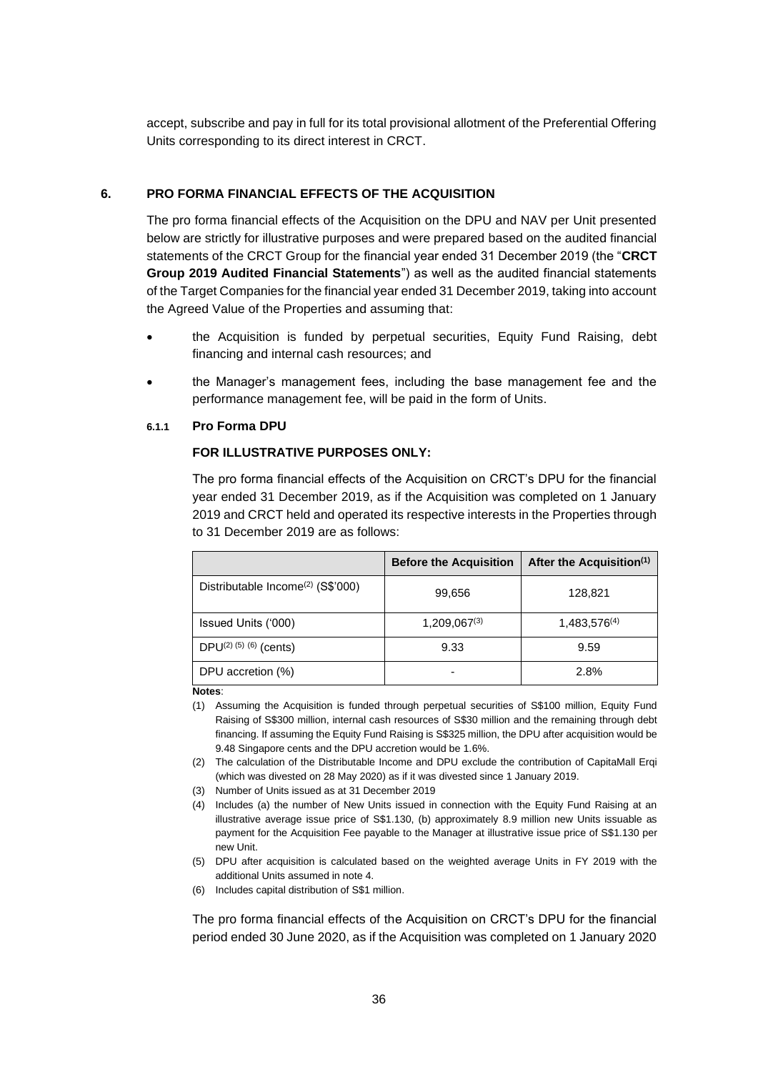accept, subscribe and pay in full for its total provisional allotment of the Preferential Offering Units corresponding to its direct interest in CRCT.

## 6. PRO FORMA FINANCIAL EFFECTS OF THE ACQUISITION

The pro forma financial effects of the Acquisition on the DPU and NAV per Unit presented below are strictly for illustrative purposes and were prepared based on the audited financial statements of the CRCT Group for the financial year ended 31 December 2019 (the "**CRCT Group 2019 Audited Financial Statements**") as well as the audited financial statements of the Target Companies for the financial year ended 31 December 2019, taking into account the Agreed Value of the Properties and assuming that:

- the Acquisition is funded by perpetual securities, Equity Fund Raising, debt financing and internal cash resources; and
- the Manager's management fees, including the base management fee and the performance management fee, will be paid in the form of Units.

### 6.1.1 Pro Forma DPU

**FOR ILLUSTRATIVE PURPOSES ONLY:**

The pro forma financial effects of the Acquisition on CRCT's DPU for the financial year ended 31 December 2019, as if the Acquisition was completed on 1 January 2019 and CRCT held and operated its respective interests in the Properties through to 31 December 2019 are as follows:

| | Before the Acquisition | After the Acquisition(1) |
|---|---|---|
| Distributable Income(2) (S$'000) | 99,656 | 128,821 |
| Issued Units ('000) | 1,209,067(3) | 1,483,576(4) |
| DPU(2) (5) (6) (cents) | 9.33 | 9.59 |
| DPU accretion (%) | - | 2.8% |

**Notes**:

(1) Assuming the Acquisition is funded through perpetual securities of S$100 million, Equity Fund Raising of S$300 million, internal cash resources of S$30 million and the remaining through debt financing. If assuming the Equity Fund Raising is S$325 million, the DPU after acquisition would be 9.48 Singapore cents and the DPU accretion would be 1.6%.

(2) The calculation of the Distributable Income and DPU exclude the contribution of CapitaMall Erqi (which was divested on 28 May 2020) as if it was divested since 1 January 2019.

(3) Number of Units issued as at 31 December 2019

(4) Includes (a) the number of New Units issued in connection with the Equity Fund Raising at an illustrative average issue price of S$1.130, (b) approximately 8.9 million new Units issuable as payment for the Acquisition Fee payable to the Manager at illustrative issue price of S$1.130 per new Unit.

(5) DPU after acquisition is calculated based on the weighted average Units in FY 2019 with the additional Units assumed in note 4.

(6) Includes capital distribution of S$1 million.

The pro forma financial effects of the Acquisition on CRCT's DPU for the financial period ended 30 June 2020, as if the Acquisition was completed on 1 January 2020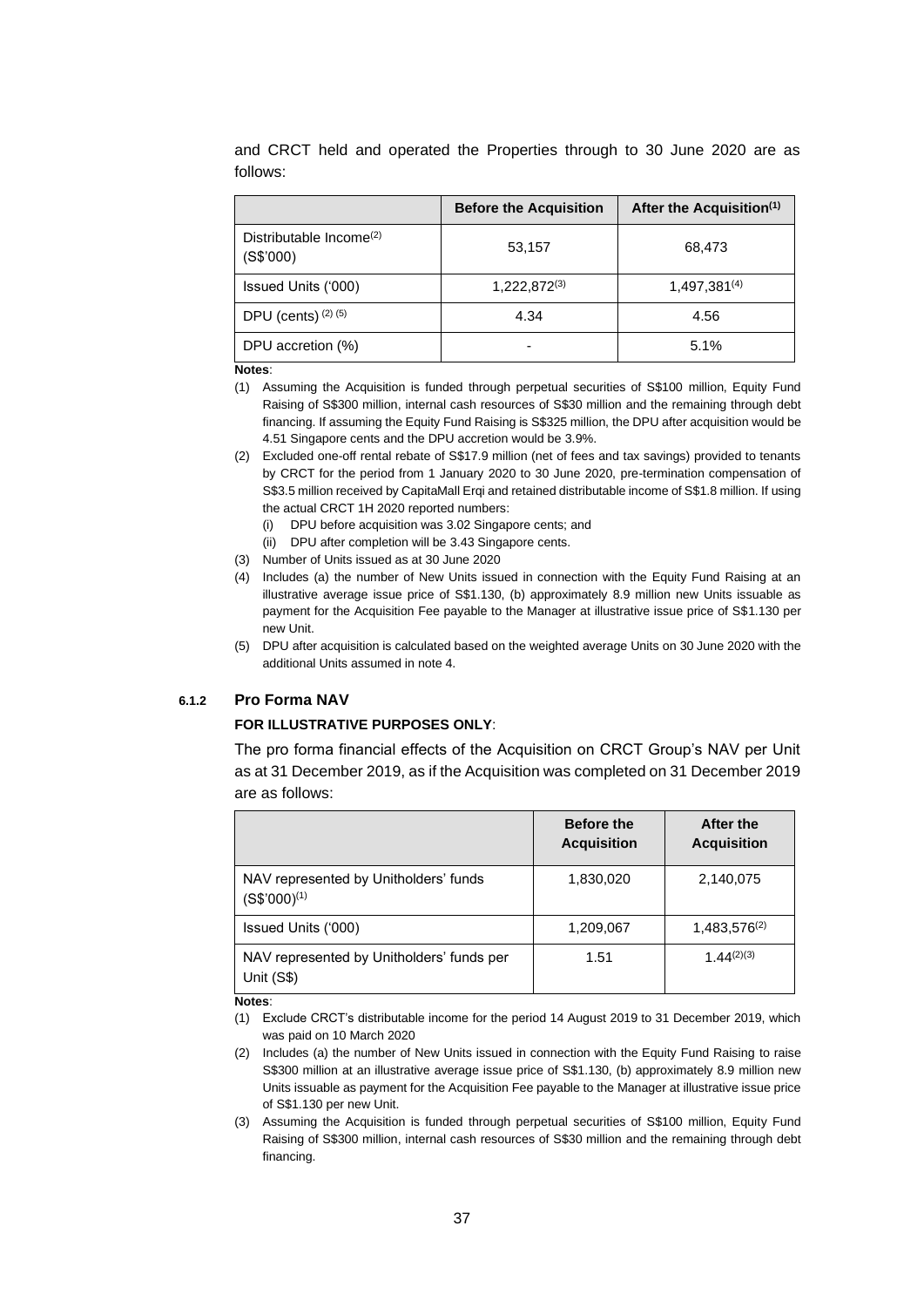and CRCT held and operated the Properties through to 30 June 2020 are as follows:

| | Before the Acquisition | After the Acquisition[(1)] |
|---|---|---|
| Distributable Income[(2)] (S$'000) | 53,157 | 68,473 |
| Issued Units ('000) | 1,222,872[(3)] | 1,497,381[(4)] |
| DPU (cents) [(2) (5)] | 4.34 | 4.56 |
| DPU accretion (%) | - | 5.1% |

**Notes**:

(1) Assuming the Acquisition is funded through perpetual securities of S$100 million, Equity Fund Raising of S$300 million, internal cash resources of S$30 million and the remaining through debt financing. If assuming the Equity Fund Raising is S$325 million, the DPU after acquisition would be 4.51 Singapore cents and the DPU accretion would be 3.9%.

(2) Excluded one-off rental rebate of S$17.9 million (net of fees and tax savings) provided to tenants by CRCT for the period from 1 January 2020 to 30 June 2020, pre-termination compensation of S$3.5 million received by CapitaMall Erqi and retained distributable income of S$1.8 million. If using the actual CRCT 1H 2020 reported numbers:
   (i) DPU before acquisition was 3.02 Singapore cents; and
   (ii) DPU after completion will be 3.43 Singapore cents.

(3) Number of Units issued as at 30 June 2020

(4) Includes (a) the number of New Units issued in connection with the Equity Fund Raising at an illustrative average issue price of S$1.130, (b) approximately 8.9 million new Units issuable as payment for the Acquisition Fee payable to the Manager at illustrative issue price of S$1.130 per new Unit.

(5) DPU after acquisition is calculated based on the weighted average Units on 30 June 2020 with the additional Units assumed in note 4.

### 6.1.2 Pro Forma NAV

**FOR ILLUSTRATIVE PURPOSES ONLY**:

The pro forma financial effects of the Acquisition on CRCT Group's NAV per Unit as at 31 December 2019, as if the Acquisition was completed on 31 December 2019 are as follows:

| | Before the Acquisition | After the Acquisition |
|---|---|---|
| NAV represented by Unitholders' funds (S$'000)[(1)] | 1,830,020 | 2,140,075 |
| Issued Units ('000) | 1,209,067 | 1,483,576[(2)] |
| NAV represented by Unitholders' funds per Unit (S$) | 1.51 | 1.44[(2)(3)] |

**Notes**:

(1) Exclude CRCT's distributable income for the period 14 August 2019 to 31 December 2019, which was paid on 10 March 2020

(2) Includes (a) the number of New Units issued in connection with the Equity Fund Raising to raise S$300 million at an illustrative average issue price of S$1.130, (b) approximately 8.9 million new Units issuable as payment for the Acquisition Fee payable to the Manager at illustrative issue price of S$1.130 per new Unit.

(3) Assuming the Acquisition is funded through perpetual securities of S$100 million, Equity Fund Raising of S$300 million, internal cash resources of S$30 million and the remaining through debt financing.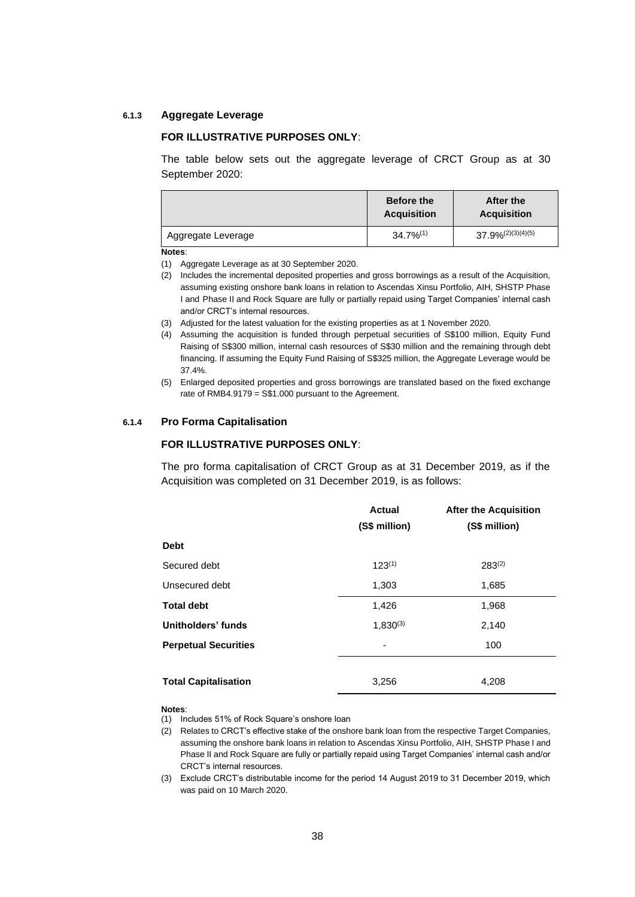#### 6.1.3 Aggregate Leverage

**FOR ILLUSTRATIVE PURPOSES ONLY**:

The table below sets out the aggregate leverage of CRCT Group as at 30 September 2020:

| | Before the Acquisition | After the Acquisition |
|---|---|---|
| Aggregate Leverage | 34.7%(1) | 37.9%(2)(3)(4)(5) |

**Notes**:

(1) Aggregate Leverage as at 30 September 2020.

(2) Includes the incremental deposited properties and gross borrowings as a result of the Acquisition, assuming existing onshore bank loans in relation to Ascendas Xinsu Portfolio, AIH, SHSTP Phase I and Phase II and Rock Square are fully or partially repaid using Target Companies' internal cash and/or CRCT's internal resources.

(3) Adjusted for the latest valuation for the existing properties as at 1 November 2020.

(4) Assuming the acquisition is funded through perpetual securities of S$100 million, Equity Fund Raising of S$300 million, internal cash resources of S$30 million and the remaining through debt financing. If assuming the Equity Fund Raising of S$325 million, the Aggregate Leverage would be 37.4%.

(5) Enlarged deposited properties and gross borrowings are translated based on the fixed exchange rate of RMB4.9179 = S$1.000 pursuant to the Agreement.

#### 6.1.4 Pro Forma Capitalisation

**FOR ILLUSTRATIVE PURPOSES ONLY**:

The pro forma capitalisation of CRCT Group as at 31 December 2019, as if the Acquisition was completed on 31 December 2019, is as follows:

| | Actual (S$ million) | After the Acquisition (S$ million) |
|---|---|---|
| **Debt** | | |
| Secured debt | 123(1) | 283(2) |
| Unsecured debt | 1,303 | 1,685 |
| **Total debt** | 1,426 | 1,968 |
| **Unitholders' funds** | 1,830(3) | 2,140 |
| **Perpetual Securities** | - | 100 |
| **Total Capitalisation** | 3,256 | 4,208 |

**Notes**:

(1) Includes 51% of Rock Square's onshore loan

(2) Relates to CRCT's effective stake of the onshore bank loan from the respective Target Companies, assuming the onshore bank loans in relation to Ascendas Xinsu Portfolio, AIH, SHSTP Phase I and Phase II and Rock Square are fully or partially repaid using Target Companies' internal cash and/or CRCT's internal resources.

(3) Exclude CRCT's distributable income for the period 14 August 2019 to 31 December 2019, which was paid on 10 March 2020.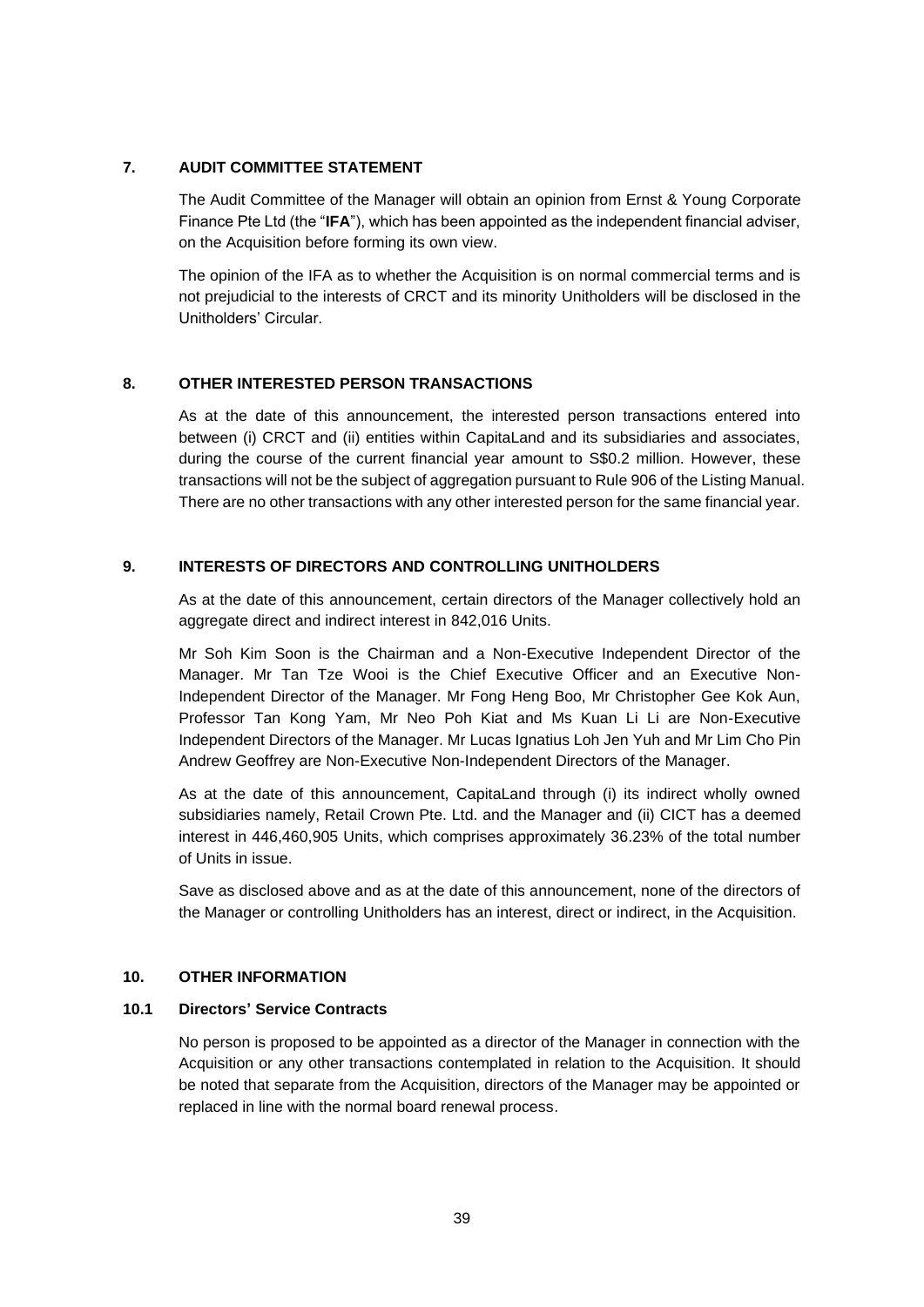## 7. AUDIT COMMITTEE STATEMENT

The Audit Committee of the Manager will obtain an opinion from Ernst & Young Corporate Finance Pte Ltd (the "**IFA**"), which has been appointed as the independent financial adviser, on the Acquisition before forming its own view.

The opinion of the IFA as to whether the Acquisition is on normal commercial terms and is not prejudicial to the interests of CRCT and its minority Unitholders will be disclosed in the Unitholders' Circular.

## 8. OTHER INTERESTED PERSON TRANSACTIONS

As at the date of this announcement, the interested person transactions entered into between (i) CRCT and (ii) entities within CapitaLand and its subsidiaries and associates, during the course of the current financial year amount to S$0.2 million. However, these transactions will not be the subject of aggregation pursuant to Rule 906 of the Listing Manual. There are no other transactions with any other interested person for the same financial year.

## 9. INTERESTS OF DIRECTORS AND CONTROLLING UNITHOLDERS

As at the date of this announcement, certain directors of the Manager collectively hold an aggregate direct and indirect interest in 842,016 Units.

Mr Soh Kim Soon is the Chairman and a Non-Executive Independent Director of the Manager. Mr Tan Tze Wooi is the Chief Executive Officer and an Executive Non-Independent Director of the Manager. Mr Fong Heng Boo, Mr Christopher Gee Kok Aun, Professor Tan Kong Yam, Mr Neo Poh Kiat and Ms Kuan Li Li are Non-Executive Independent Directors of the Manager. Mr Lucas Ignatius Loh Jen Yuh and Mr Lim Cho Pin Andrew Geoffrey are Non-Executive Non-Independent Directors of the Manager.

As at the date of this announcement, CapitaLand through (i) its indirect wholly owned subsidiaries namely, Retail Crown Pte. Ltd. and the Manager and (ii) CICT has a deemed interest in 446,460,905 Units, which comprises approximately 36.23% of the total number of Units in issue.

Save as disclosed above and as at the date of this announcement, none of the directors of the Manager or controlling Unitholders has an interest, direct or indirect, in the Acquisition.

## 10. OTHER INFORMATION

### 10.1 Directors' Service Contracts

No person is proposed to be appointed as a director of the Manager in connection with the Acquisition or any other transactions contemplated in relation to the Acquisition. It should be noted that separate from the Acquisition, directors of the Manager may be appointed or replaced in line with the normal board renewal process.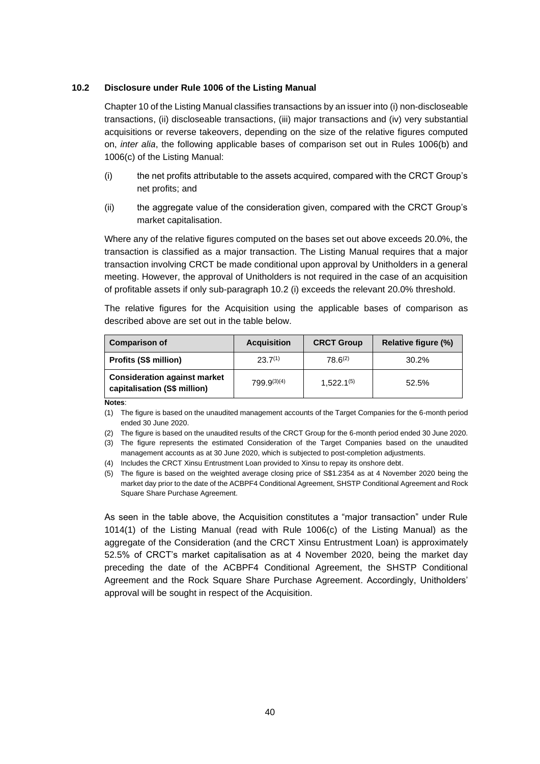### 10.2 Disclosure under Rule 1006 of the Listing Manual

Chapter 10 of the Listing Manual classifies transactions by an issuer into (i) non-discloseable transactions, (ii) discloseable transactions, (iii) major transactions and (iv) very substantial acquisitions or reverse takeovers, depending on the size of the relative figures computed on, *inter alia*, the following applicable bases of comparison set out in Rules 1006(b) and 1006(c) of the Listing Manual:

(i) the net profits attributable to the assets acquired, compared with the CRCT Group's net profits; and

(ii) the aggregate value of the consideration given, compared with the CRCT Group's market capitalisation.

Where any of the relative figures computed on the bases set out above exceeds 20.0%, the transaction is classified as a major transaction. The Listing Manual requires that a major transaction involving CRCT be made conditional upon approval by Unitholders in a general meeting. However, the approval of Unitholders is not required in the case of an acquisition of profitable assets if only sub-paragraph 10.2 (i) exceeds the relevant 20.0% threshold.

The relative figures for the Acquisition using the applicable bases of comparison as described above are set out in the table below.

| Comparison of | Acquisition | CRCT Group | Relative figure (%) |
|---|---|---|---|
| **Profits (S$ million)** | 23.7[(1)] | 78.6[(2)] | 30.2% |
| **Consideration against market capitalisation (S$ million)** | 799.9[(3)(4)] | 1,522.1[(5)] | 52.5% |

**Notes**:

(1) The figure is based on the unaudited management accounts of the Target Companies for the 6-month period ended 30 June 2020.

(2) The figure is based on the unaudited results of the CRCT Group for the 6-month period ended 30 June 2020.

(3) The figure represents the estimated Consideration of the Target Companies based on the unaudited management accounts as at 30 June 2020, which is subjected to post-completion adjustments.

(4) Includes the CRCT Xinsu Entrustment Loan provided to Xinsu to repay its onshore debt.

(5) The figure is based on the weighted average closing price of S$1.2354 as at 4 November 2020 being the market day prior to the date of the ACBPF4 Conditional Agreement, SHSTP Conditional Agreement and Rock Square Share Purchase Agreement.

As seen in the table above, the Acquisition constitutes a "major transaction" under Rule 1014(1) of the Listing Manual (read with Rule 1006(c) of the Listing Manual) as the aggregate of the Consideration (and the CRCT Xinsu Entrustment Loan) is approximately 52.5% of CRCT's market capitalisation as at 4 November 2020, being the market day preceding the date of the ACBPF4 Conditional Agreement, the SHSTP Conditional Agreement and the Rock Square Share Purchase Agreement. Accordingly, Unitholders' approval will be sought in respect of the Acquisition.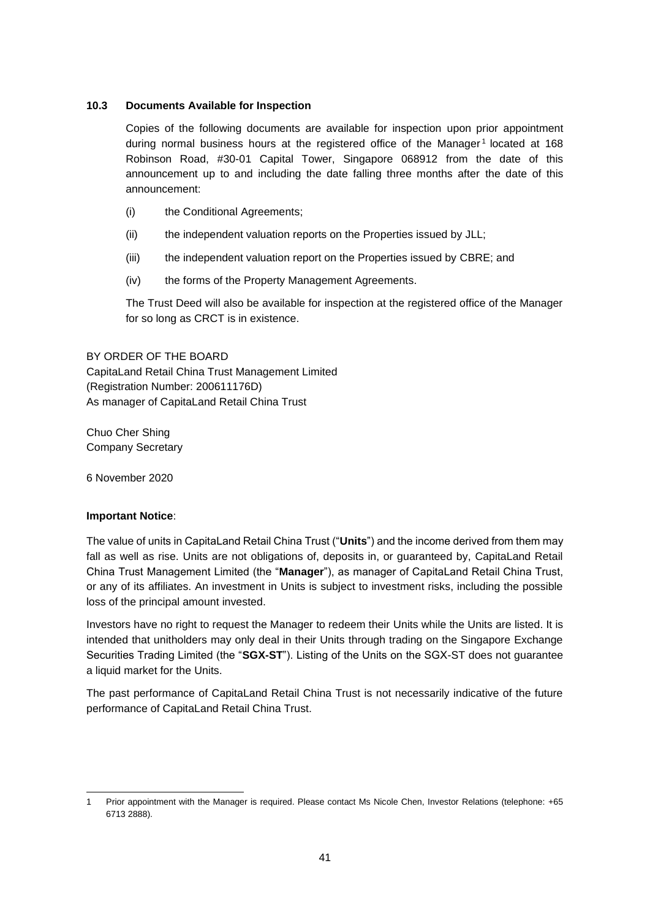### 10.3 Documents Available for Inspection

Copies of the following documents are available for inspection upon prior appointment during normal business hours at the registered office of the Manager[1] located at 168 Robinson Road, #30-01 Capital Tower, Singapore 068912 from the date of this announcement up to and including the date falling three months after the date of this announcement:

(i) the Conditional Agreements;

(ii) the independent valuation reports on the Properties issued by JLL;

(iii) the independent valuation report on the Properties issued by CBRE; and

(iv) the forms of the Property Management Agreements.

The Trust Deed will also be available for inspection at the registered office of the Manager for so long as CRCT is in existence.

BY ORDER OF THE BOARD
CapitaLand Retail China Trust Management Limited
(Registration Number: 200611176D)
As manager of CapitaLand Retail China Trust

Chuo Cher Shing
Company Secretary

6 November 2020

**Important Notice**:

The value of units in CapitaLand Retail China Trust ("**Units**") and the income derived from them may fall as well as rise. Units are not obligations of, deposits in, or guaranteed by, CapitaLand Retail China Trust Management Limited (the "**Manager**"), as manager of CapitaLand Retail China Trust, or any of its affiliates. An investment in Units is subject to investment risks, including the possible loss of the principal amount invested.

Investors have no right to request the Manager to redeem their Units while the Units are listed. It is intended that unitholders may only deal in their Units through trading on the Singapore Exchange Securities Trading Limited (the "**SGX-ST**"). Listing of the Units on the SGX-ST does not guarantee a liquid market for the Units.

The past performance of CapitaLand Retail China Trust is not necessarily indicative of the future performance of CapitaLand Retail China Trust.

---

1 Prior appointment with the Manager is required. Please contact Ms Nicole Chen, Investor Relations (telephone: +65 6713 2888).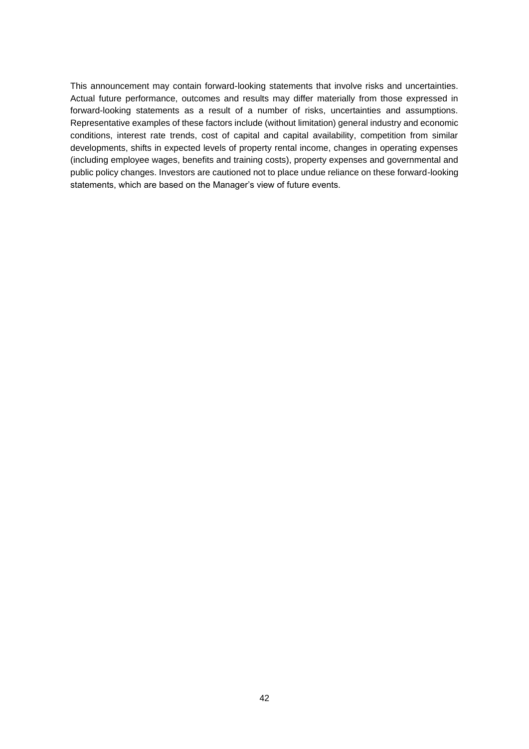This announcement may contain forward-looking statements that involve risks and uncertainties. Actual future performance, outcomes and results may differ materially from those expressed in forward-looking statements as a result of a number of risks, uncertainties and assumptions. Representative examples of these factors include (without limitation) general industry and economic conditions, interest rate trends, cost of capital and capital availability, competition from similar developments, shifts in expected levels of property rental income, changes in operating expenses (including employee wages, benefits and training costs), property expenses and governmental and public policy changes. Investors are cautioned not to place undue reliance on these forward-looking statements, which are based on the Manager's view of future events.